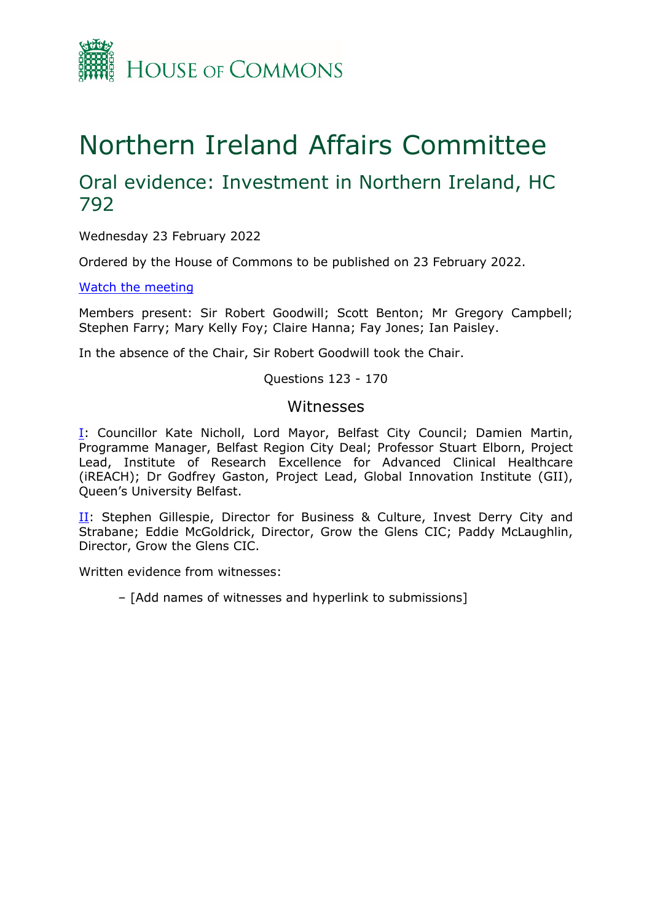House of Commons

# Northern Ireland Affairs Committee

## Oral evidence: Investment in Northern Ireland, HC 792

Wednesday 23 February 2022

Ordered by the House of Commons to be published on 23 February 2022.

[Watch the meeting]

Members present: Sir Robert Goodwill; Scott Benton; Mr Gregory Campbell; Stephen Farry; Mary Kelly Foy; Claire Hanna; Fay Jones; Ian Paisley.

In the absence of the Chair, Sir Robert Goodwill took the Chair.

Questions 123 - 170

### Witnesses

I: Councillor Kate Nicholl, Lord Mayor, Belfast City Council; Damien Martin, Programme Manager, Belfast Region City Deal; Professor Stuart Elborn, Project Lead, Institute of Research Excellence for Advanced Clinical Healthcare (iREACH); Dr Godfrey Gaston, Project Lead, Global Innovation Institute (GII), Queen's University Belfast.

II: Stephen Gillespie, Director for Business & Culture, Invest Derry City and Strabane; Eddie McGoldrick, Director, Grow the Glens CIC; Paddy McLaughlin, Director, Grow the Glens CIC.

Written evidence from witnesses:

– [Add names of witnesses and hyperlink to submissions]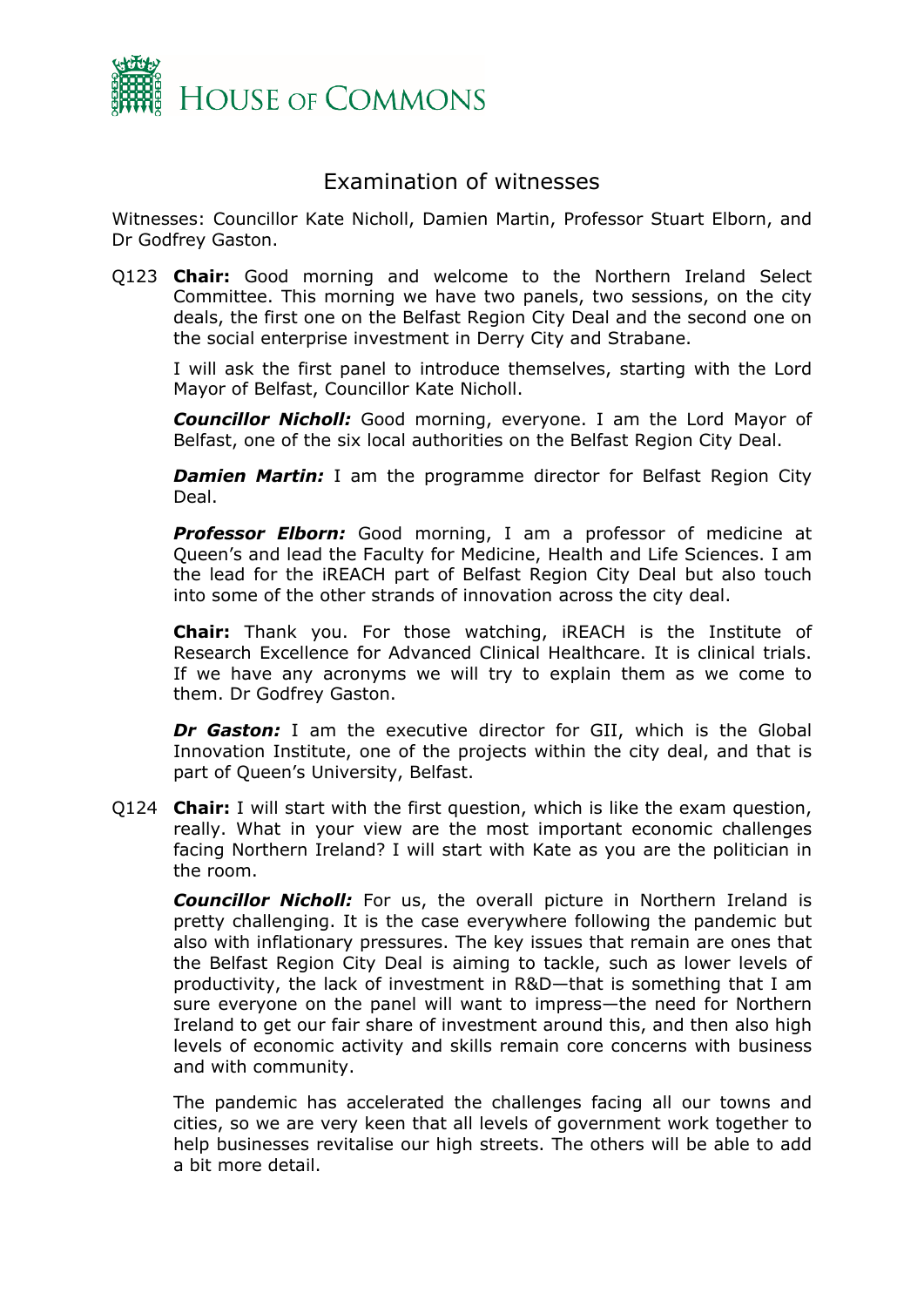# Examination of witnesses

Witnesses: Councillor Kate Nicholl, Damien Martin, Professor Stuart Elborn, and Dr Godfrey Gaston.

Q123 **Chair:** Good morning and welcome to the Northern Ireland Select Committee. This morning we have two panels, two sessions, on the city deals, the first one on the Belfast Region City Deal and the second one on the social enterprise investment in Derry City and Strabane.

I will ask the first panel to introduce themselves, starting with the Lord Mayor of Belfast, Councillor Kate Nicholl.

***Councillor Nicholl:*** Good morning, everyone. I am the Lord Mayor of Belfast, one of the six local authorities on the Belfast Region City Deal.

***Damien Martin:*** I am the programme director for Belfast Region City Deal.

***Professor Elborn:*** Good morning, I am a professor of medicine at Queen's and lead the Faculty for Medicine, Health and Life Sciences. I am the lead for the iREACH part of Belfast Region City Deal but also touch into some of the other strands of innovation across the city deal.

**Chair:** Thank you. For those watching, iREACH is the Institute of Research Excellence for Advanced Clinical Healthcare. It is clinical trials. If we have any acronyms we will try to explain them as we come to them. Dr Godfrey Gaston.

***Dr Gaston:*** I am the executive director for GII, which is the Global Innovation Institute, one of the projects within the city deal, and that is part of Queen's University, Belfast.

Q124 **Chair:** I will start with the first question, which is like the exam question, really. What in your view are the most important economic challenges facing Northern Ireland? I will start with Kate as you are the politician in the room.

***Councillor Nicholl:*** For us, the overall picture in Northern Ireland is pretty challenging. It is the case everywhere following the pandemic but also with inflationary pressures. The key issues that remain are ones that the Belfast Region City Deal is aiming to tackle, such as lower levels of productivity, the lack of investment in R&D—that is something that I am sure everyone on the panel will want to impress—the need for Northern Ireland to get our fair share of investment around this, and then also high levels of economic activity and skills remain core concerns with business and with community.

The pandemic has accelerated the challenges facing all our towns and cities, so we are very keen that all levels of government work together to help businesses revitalise our high streets. The others will be able to add a bit more detail.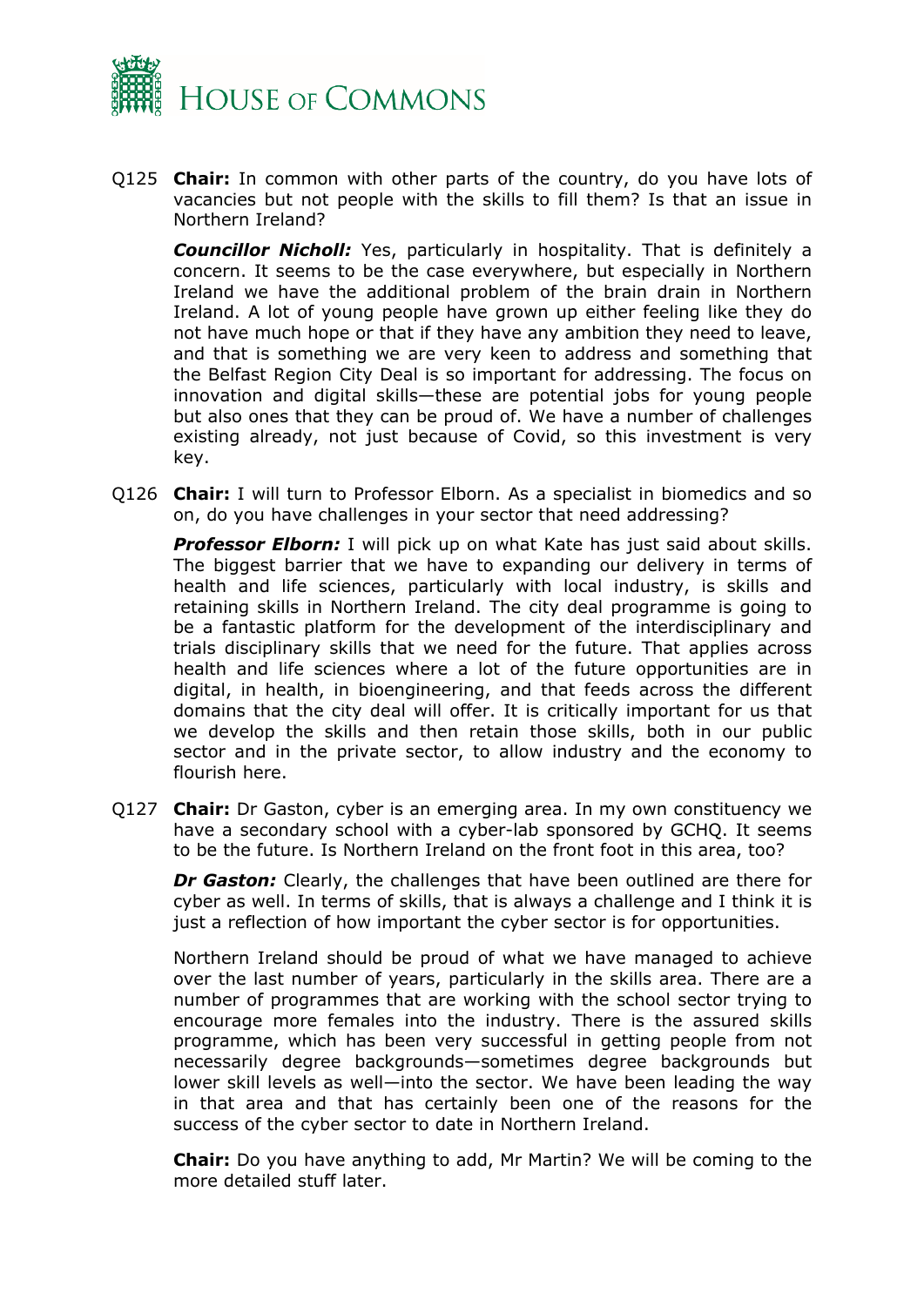Q125 **Chair:** In common with other parts of the country, do you have lots of vacancies but not people with the skills to fill them? Is that an issue in Northern Ireland?

***Councillor Nicholl:*** Yes, particularly in hospitality. That is definitely a concern. It seems to be the case everywhere, but especially in Northern Ireland we have the additional problem of the brain drain in Northern Ireland. A lot of young people have grown up either feeling like they do not have much hope or that if they have any ambition they need to leave, and that is something we are very keen to address and something that the Belfast Region City Deal is so important for addressing. The focus on innovation and digital skills—these are potential jobs for young people but also ones that they can be proud of. We have a number of challenges existing already, not just because of Covid, so this investment is very key.

Q126 **Chair:** I will turn to Professor Elborn. As a specialist in biomedics and so on, do you have challenges in your sector that need addressing?

***Professor Elborn:*** I will pick up on what Kate has just said about skills. The biggest barrier that we have to expanding our delivery in terms of health and life sciences, particularly with local industry, is skills and retaining skills in Northern Ireland. The city deal programme is going to be a fantastic platform for the development of the interdisciplinary and trials disciplinary skills that we need for the future. That applies across health and life sciences where a lot of the future opportunities are in digital, in health, in bioengineering, and that feeds across the different domains that the city deal will offer. It is critically important for us that we develop the skills and then retain those skills, both in our public sector and in the private sector, to allow industry and the economy to flourish here.

Q127 **Chair:** Dr Gaston, cyber is an emerging area. In my own constituency we have a secondary school with a cyber-lab sponsored by GCHQ. It seems to be the future. Is Northern Ireland on the front foot in this area, too?

***Dr Gaston:*** Clearly, the challenges that have been outlined are there for cyber as well. In terms of skills, that is always a challenge and I think it is just a reflection of how important the cyber sector is for opportunities.

Northern Ireland should be proud of what we have managed to achieve over the last number of years, particularly in the skills area. There are a number of programmes that are working with the school sector trying to encourage more females into the industry. There is the assured skills programme, which has been very successful in getting people from not necessarily degree backgrounds—sometimes degree backgrounds but lower skill levels as well—into the sector. We have been leading the way in that area and that has certainly been one of the reasons for the success of the cyber sector to date in Northern Ireland.

**Chair:** Do you have anything to add, Mr Martin? We will be coming to the more detailed stuff later.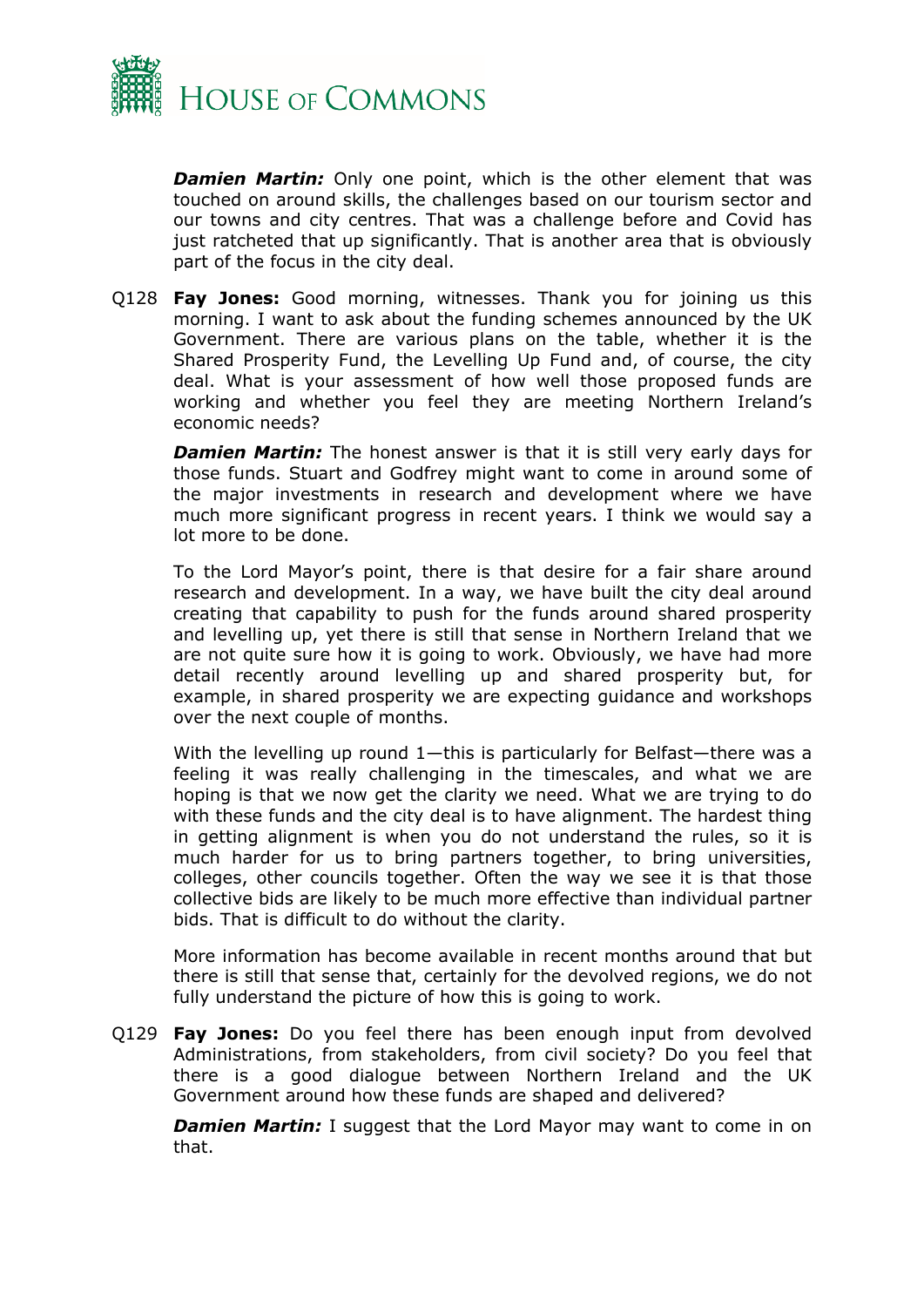***Damien Martin:*** Only one point, which is the other element that was touched on around skills, the challenges based on our tourism sector and our towns and city centres. That was a challenge before and Covid has just ratcheted that up significantly. That is another area that is obviously part of the focus in the city deal.

Q128 **Fay Jones:** Good morning, witnesses. Thank you for joining us this morning. I want to ask about the funding schemes announced by the UK Government. There are various plans on the table, whether it is the Shared Prosperity Fund, the Levelling Up Fund and, of course, the city deal. What is your assessment of how well those proposed funds are working and whether you feel they are meeting Northern Ireland's economic needs?

***Damien Martin:*** The honest answer is that it is still very early days for those funds. Stuart and Godfrey might want to come in around some of the major investments in research and development where we have much more significant progress in recent years. I think we would say a lot more to be done.

To the Lord Mayor's point, there is that desire for a fair share around research and development. In a way, we have built the city deal around creating that capability to push for the funds around shared prosperity and levelling up, yet there is still that sense in Northern Ireland that we are not quite sure how it is going to work. Obviously, we have had more detail recently around levelling up and shared prosperity but, for example, in shared prosperity we are expecting guidance and workshops over the next couple of months.

With the levelling up round 1—this is particularly for Belfast—there was a feeling it was really challenging in the timescales, and what we are hoping is that we now get the clarity we need. What we are trying to do with these funds and the city deal is to have alignment. The hardest thing in getting alignment is when you do not understand the rules, so it is much harder for us to bring partners together, to bring universities, colleges, other councils together. Often the way we see it is that those collective bids are likely to be much more effective than individual partner bids. That is difficult to do without the clarity.

More information has become available in recent months around that but there is still that sense that, certainly for the devolved regions, we do not fully understand the picture of how this is going to work.

Q129 **Fay Jones:** Do you feel there has been enough input from devolved Administrations, from stakeholders, from civil society? Do you feel that there is a good dialogue between Northern Ireland and the UK Government around how these funds are shaped and delivered?

***Damien Martin:*** I suggest that the Lord Mayor may want to come in on that.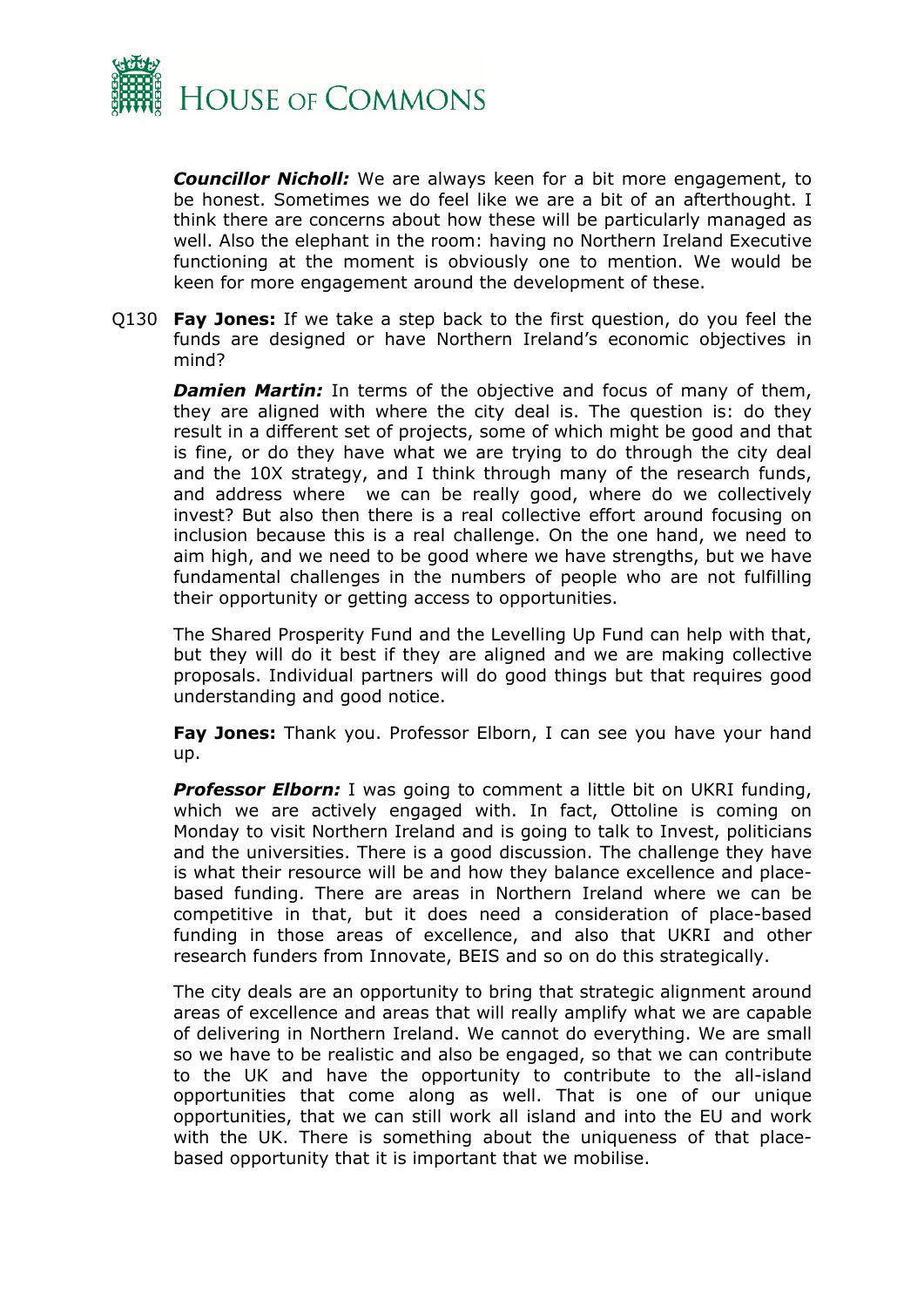***Councillor Nicholl:*** We are always keen for a bit more engagement, to be honest. Sometimes we do feel like we are a bit of an afterthought. I think there are concerns about how these will be particularly managed as well. Also the elephant in the room: having no Northern Ireland Executive functioning at the moment is obviously one to mention. We would be keen for more engagement around the development of these.

Q130 **Fay Jones:** If we take a step back to the first question, do you feel the funds are designed or have Northern Ireland's economic objectives in mind?

***Damien Martin:*** In terms of the objective and focus of many of them, they are aligned with where the city deal is. The question is: do they result in a different set of projects, some of which might be good and that is fine, or do they have what we are trying to do through the city deal and the 10X strategy, and I think through many of the research funds, and address where we can be really good, where do we collectively invest? But also then there is a real collective effort around focusing on inclusion because this is a real challenge. On the one hand, we need to aim high, and we need to be good where we have strengths, but we have fundamental challenges in the numbers of people who are not fulfilling their opportunity or getting access to opportunities.

The Shared Prosperity Fund and the Levelling Up Fund can help with that, but they will do it best if they are aligned and we are making collective proposals. Individual partners will do good things but that requires good understanding and good notice.

**Fay Jones:** Thank you. Professor Elborn, I can see you have your hand up.

***Professor Elborn:*** I was going to comment a little bit on UKRI funding, which we are actively engaged with. In fact, Ottoline is coming on Monday to visit Northern Ireland and is going to talk to Invest, politicians and the universities. There is a good discussion. The challenge they have is what their resource will be and how they balance excellence and place-based funding. There are areas in Northern Ireland where we can be competitive in that, but it does need a consideration of place-based funding in those areas of excellence, and also that UKRI and other research funders from Innovate, BEIS and so on do this strategically.

The city deals are an opportunity to bring that strategic alignment around areas of excellence and areas that will really amplify what we are capable of delivering in Northern Ireland. We cannot do everything. We are small so we have to be realistic and also be engaged, so that we can contribute to the UK and have the opportunity to contribute to the all-island opportunities that come along as well. That is one of our unique opportunities, that we can still work all island and into the EU and work with the UK. There is something about the uniqueness of that place-based opportunity that it is important that we mobilise.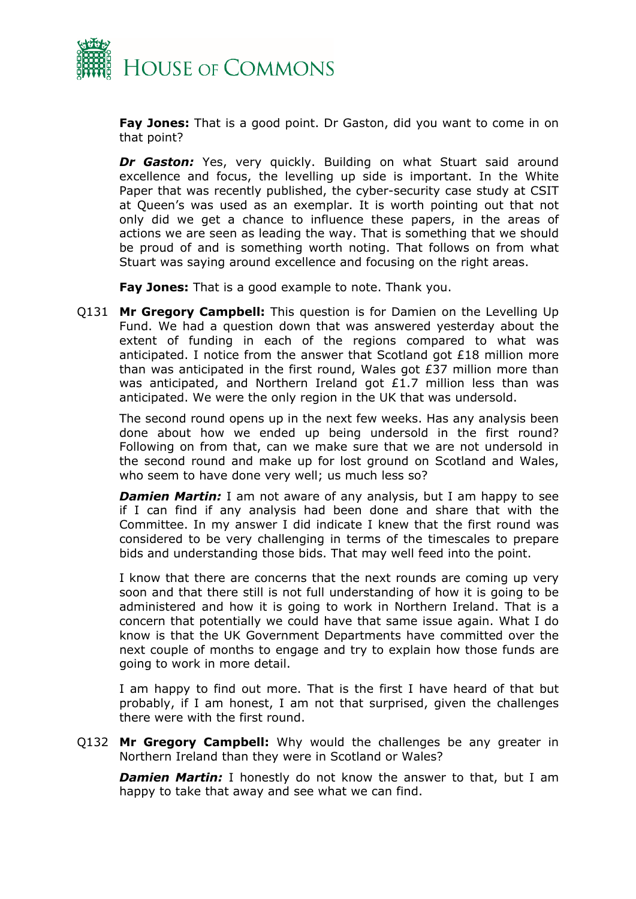**Fay Jones:** That is a good point. Dr Gaston, did you want to come in on that point?

***Dr Gaston:*** Yes, very quickly. Building on what Stuart said around excellence and focus, the levelling up side is important. In the White Paper that was recently published, the cyber-security case study at CSIT at Queen's was used as an exemplar. It is worth pointing out that not only did we get a chance to influence these papers, in the areas of actions we are seen as leading the way. That is something that we should be proud of and is something worth noting. That follows on from what Stuart was saying around excellence and focusing on the right areas.

**Fay Jones:** That is a good example to note. Thank you.

Q131 **Mr Gregory Campbell:** This question is for Damien on the Levelling Up Fund. We had a question down that was answered yesterday about the extent of funding in each of the regions compared to what was anticipated. I notice from the answer that Scotland got £18 million more than was anticipated in the first round, Wales got £37 million more than was anticipated, and Northern Ireland got £1.7 million less than was anticipated. We were the only region in the UK that was undersold.

The second round opens up in the next few weeks. Has any analysis been done about how we ended up being undersold in the first round? Following on from that, can we make sure that we are not undersold in the second round and make up for lost ground on Scotland and Wales, who seem to have done very well; us much less so?

***Damien Martin:*** I am not aware of any analysis, but I am happy to see if I can find if any analysis had been done and share that with the Committee. In my answer I did indicate I knew that the first round was considered to be very challenging in terms of the timescales to prepare bids and understanding those bids. That may well feed into the point.

I know that there are concerns that the next rounds are coming up very soon and that there still is not full understanding of how it is going to be administered and how it is going to work in Northern Ireland. That is a concern that potentially we could have that same issue again. What I do know is that the UK Government Departments have committed over the next couple of months to engage and try to explain how those funds are going to work in more detail.

I am happy to find out more. That is the first I have heard of that but probably, if I am honest, I am not that surprised, given the challenges there were with the first round.

Q132 **Mr Gregory Campbell:** Why would the challenges be any greater in Northern Ireland than they were in Scotland or Wales?

***Damien Martin:*** I honestly do not know the answer to that, but I am happy to take that away and see what we can find.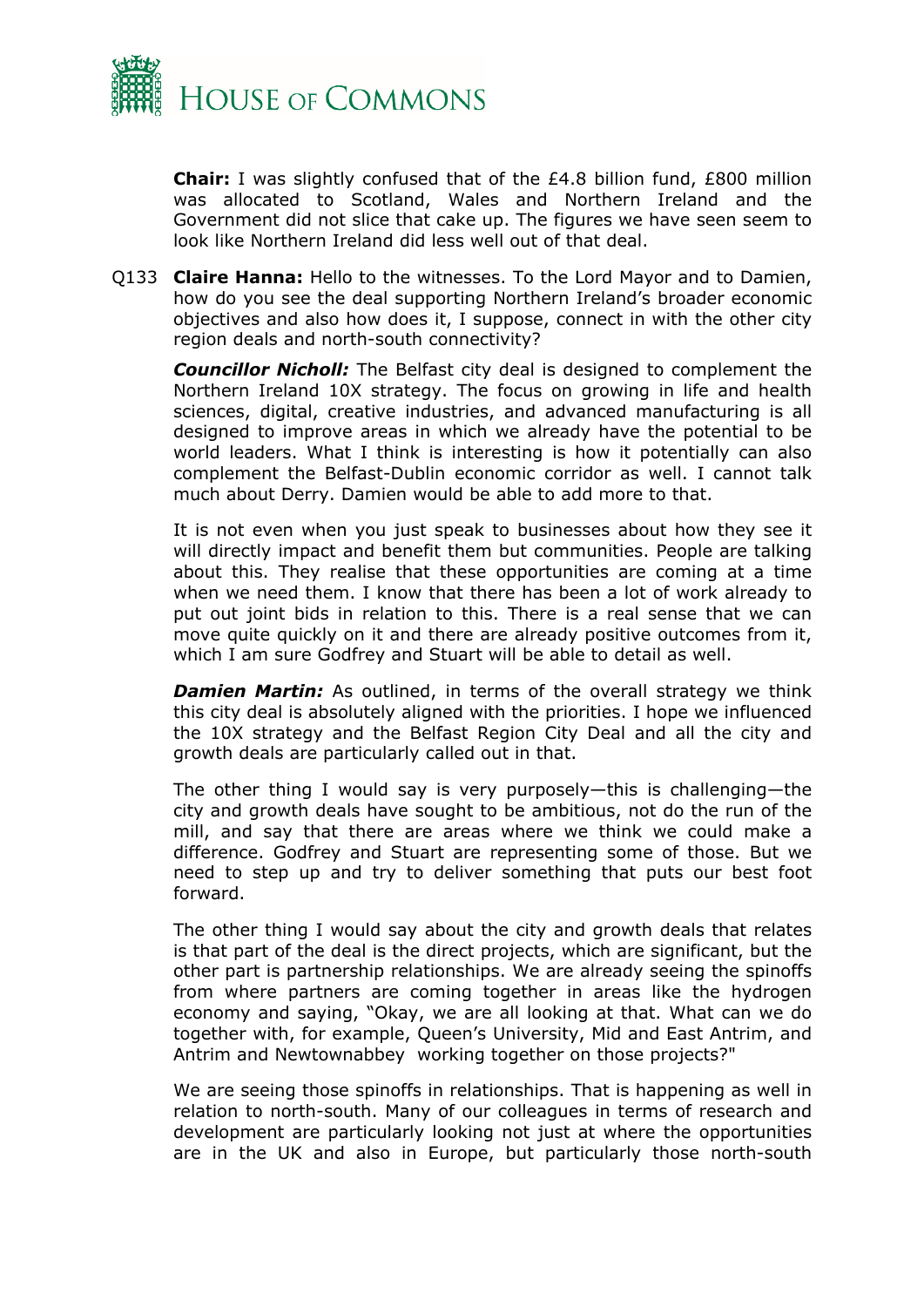**Chair:** I was slightly confused that of the £4.8 billion fund, £800 million was allocated to Scotland, Wales and Northern Ireland and the Government did not slice that cake up. The figures we have seen seem to look like Northern Ireland did less well out of that deal.

Q133 **Claire Hanna:** Hello to the witnesses. To the Lord Mayor and to Damien, how do you see the deal supporting Northern Ireland's broader economic objectives and also how does it, I suppose, connect in with the other city region deals and north-south connectivity?

***Councillor Nicholl:*** The Belfast city deal is designed to complement the Northern Ireland 10X strategy. The focus on growing in life and health sciences, digital, creative industries, and advanced manufacturing is all designed to improve areas in which we already have the potential to be world leaders. What I think is interesting is how it potentially can also complement the Belfast-Dublin economic corridor as well. I cannot talk much about Derry. Damien would be able to add more to that.

It is not even when you just speak to businesses about how they see it will directly impact and benefit them but communities. People are talking about this. They realise that these opportunities are coming at a time when we need them. I know that there has been a lot of work already to put out joint bids in relation to this. There is a real sense that we can move quite quickly on it and there are already positive outcomes from it, which I am sure Godfrey and Stuart will be able to detail as well.

***Damien Martin:*** As outlined, in terms of the overall strategy we think this city deal is absolutely aligned with the priorities. I hope we influenced the 10X strategy and the Belfast Region City Deal and all the city and growth deals are particularly called out in that.

The other thing I would say is very purposely—this is challenging—the city and growth deals have sought to be ambitious, not do the run of the mill, and say that there are areas where we think we could make a difference. Godfrey and Stuart are representing some of those. But we need to step up and try to deliver something that puts our best foot forward.

The other thing I would say about the city and growth deals that relates is that part of the deal is the direct projects, which are significant, but the other part is partnership relationships. We are already seeing the spinoffs from where partners are coming together in areas like the hydrogen economy and saying, "Okay, we are all looking at that. What can we do together with, for example, Queen's University, Mid and East Antrim, and Antrim and Newtownabbey working together on those projects?"

We are seeing those spinoffs in relationships. That is happening as well in relation to north-south. Many of our colleagues in terms of research and development are particularly looking not just at where the opportunities are in the UK and also in Europe, but particularly those north-south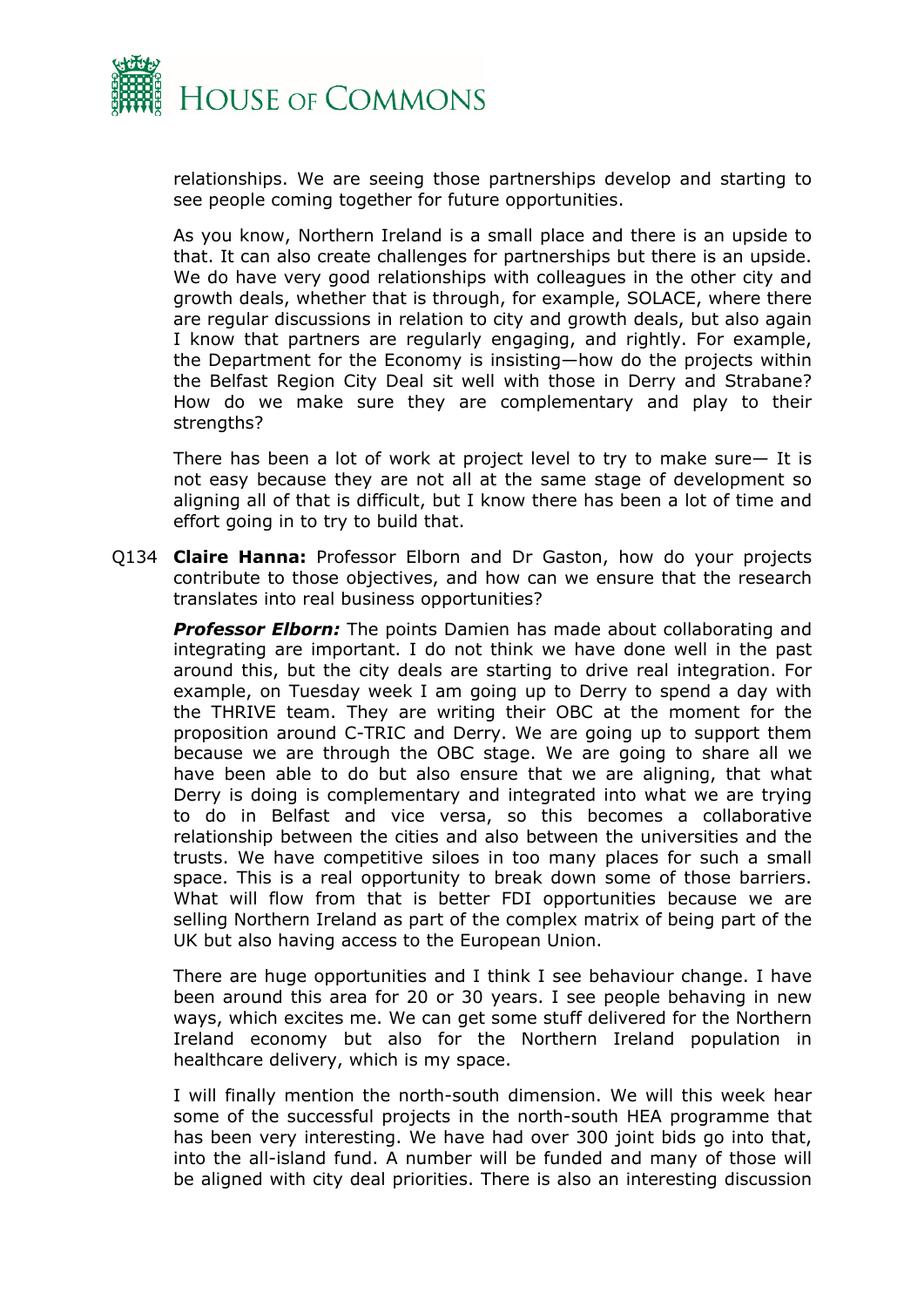relationships. We are seeing those partnerships develop and starting to see people coming together for future opportunities.

As you know, Northern Ireland is a small place and there is an upside to that. It can also create challenges for partnerships but there is an upside. We do have very good relationships with colleagues in the other city and growth deals, whether that is through, for example, SOLACE, where there are regular discussions in relation to city and growth deals, but also again I know that partners are regularly engaging, and rightly. For example, the Department for the Economy is insisting—how do the projects within the Belfast Region City Deal sit well with those in Derry and Strabane? How do we make sure they are complementary and play to their strengths?

There has been a lot of work at project level to try to make sure— It is not easy because they are not all at the same stage of development so aligning all of that is difficult, but I know there has been a lot of time and effort going in to try to build that.

Q134 **Claire Hanna:** Professor Elborn and Dr Gaston, how do your projects contribute to those objectives, and how can we ensure that the research translates into real business opportunities?

***Professor Elborn:*** The points Damien has made about collaborating and integrating are important. I do not think we have done well in the past around this, but the city deals are starting to drive real integration. For example, on Tuesday week I am going up to Derry to spend a day with the THRIVE team. They are writing their OBC at the moment for the proposition around C-TRIC and Derry. We are going up to support them because we are through the OBC stage. We are going to share all we have been able to do but also ensure that we are aligning, that what Derry is doing is complementary and integrated into what we are trying to do in Belfast and vice versa, so this becomes a collaborative relationship between the cities and also between the universities and the trusts. We have competitive siloes in too many places for such a small space. This is a real opportunity to break down some of those barriers. What will flow from that is better FDI opportunities because we are selling Northern Ireland as part of the complex matrix of being part of the UK but also having access to the European Union.

There are huge opportunities and I think I see behaviour change. I have been around this area for 20 or 30 years. I see people behaving in new ways, which excites me. We can get some stuff delivered for the Northern Ireland economy but also for the Northern Ireland population in healthcare delivery, which is my space.

I will finally mention the north-south dimension. We will this week hear some of the successful projects in the north-south HEA programme that has been very interesting. We have had over 300 joint bids go into that, into the all-island fund. A number will be funded and many of those will be aligned with city deal priorities. There is also an interesting discussion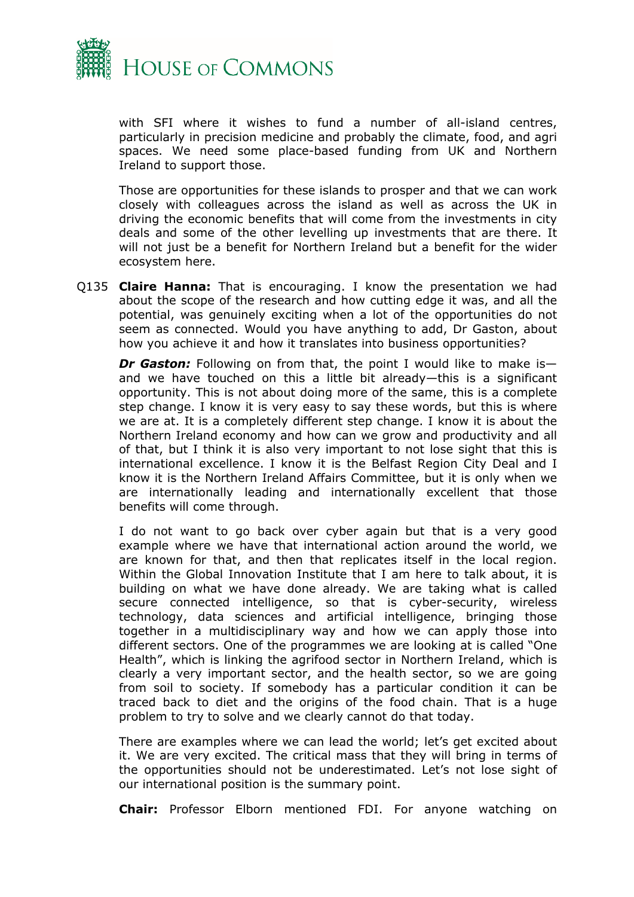with SFI where it wishes to fund a number of all-island centres, particularly in precision medicine and probably the climate, food, and agri spaces. We need some place-based funding from UK and Northern Ireland to support those.

Those are opportunities for these islands to prosper and that we can work closely with colleagues across the island as well as across the UK in driving the economic benefits that will come from the investments in city deals and some of the other levelling up investments that are there. It will not just be a benefit for Northern Ireland but a benefit for the wider ecosystem here.

Q135 **Claire Hanna:** That is encouraging. I know the presentation we had about the scope of the research and how cutting edge it was, and all the potential, was genuinely exciting when a lot of the opportunities do not seem as connected. Would you have anything to add, Dr Gaston, about how you achieve it and how it translates into business opportunities?

***Dr Gaston:*** Following on from that, the point I would like to make is—and we have touched on this a little bit already—this is a significant opportunity. This is not about doing more of the same, this is a complete step change. I know it is very easy to say these words, but this is where we are at. It is a completely different step change. I know it is about the Northern Ireland economy and how can we grow and productivity and all of that, but I think it is also very important to not lose sight that this is international excellence. I know it is the Belfast Region City Deal and I know it is the Northern Ireland Affairs Committee, but it is only when we are internationally leading and internationally excellent that those benefits will come through.

I do not want to go back over cyber again but that is a very good example where we have that international action around the world, we are known for that, and then that replicates itself in the local region. Within the Global Innovation Institute that I am here to talk about, it is building on what we have done already. We are taking what is called secure connected intelligence, so that is cyber-security, wireless technology, data sciences and artificial intelligence, bringing those together in a multidisciplinary way and how we can apply those into different sectors. One of the programmes we are looking at is called "One Health", which is linking the agrifood sector in Northern Ireland, which is clearly a very important sector, and the health sector, so we are going from soil to society. If somebody has a particular condition it can be traced back to diet and the origins of the food chain. That is a huge problem to try to solve and we clearly cannot do that today.

There are examples where we can lead the world; let's get excited about it. We are very excited. The critical mass that they will bring in terms of the opportunities should not be underestimated. Let's not lose sight of our international position is the summary point.

**Chair:** Professor Elborn mentioned FDI. For anyone watching on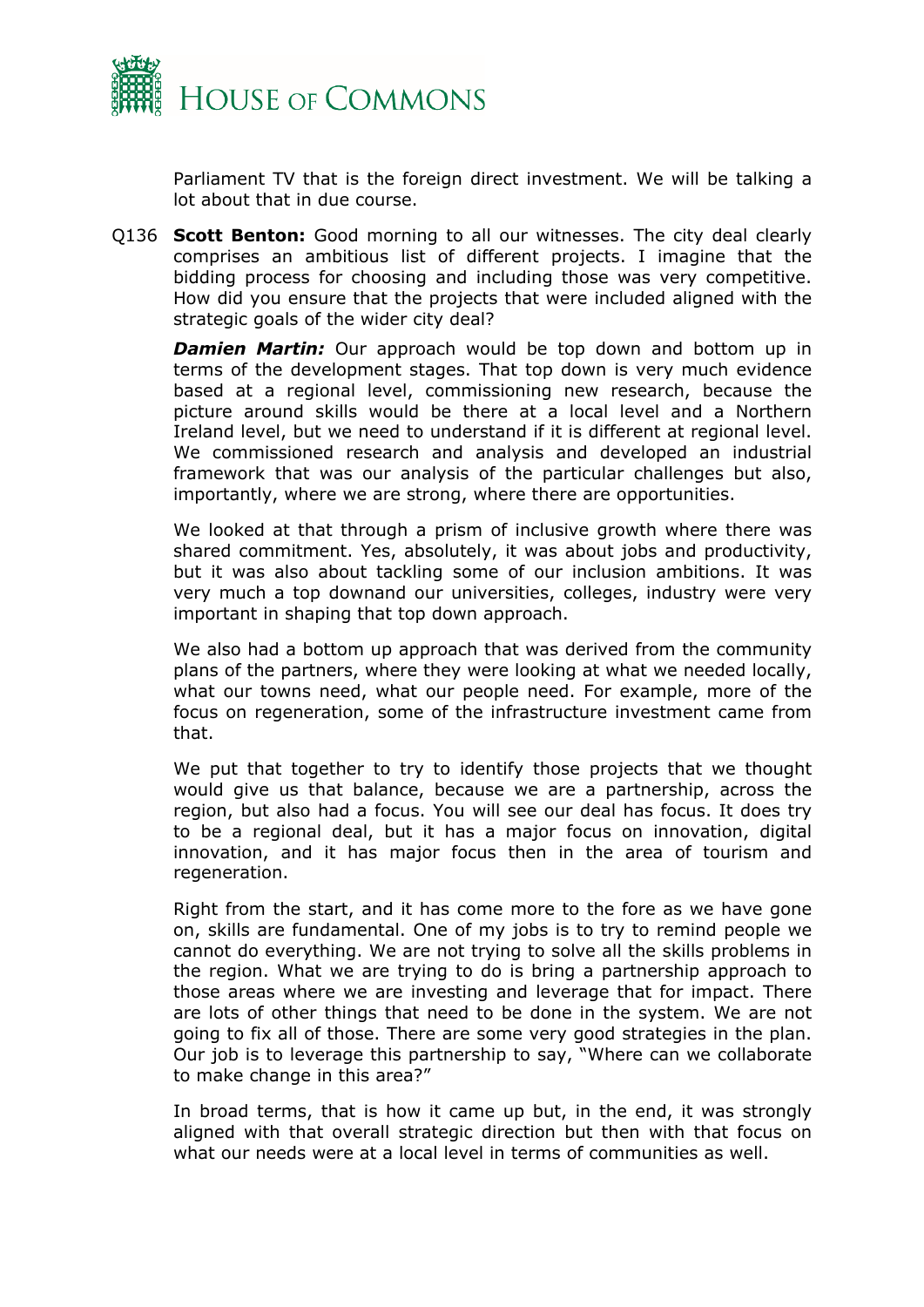Parliament TV that is the foreign direct investment. We will be talking a lot about that in due course.

Q136 **Scott Benton:** Good morning to all our witnesses. The city deal clearly comprises an ambitious list of different projects. I imagine that the bidding process for choosing and including those was very competitive. How did you ensure that the projects that were included aligned with the strategic goals of the wider city deal?

***Damien Martin:*** Our approach would be top down and bottom up in terms of the development stages. That top down is very much evidence based at a regional level, commissioning new research, because the picture around skills would be there at a local level and a Northern Ireland level, but we need to understand if it is different at regional level. We commissioned research and analysis and developed an industrial framework that was our analysis of the particular challenges but also, importantly, where we are strong, where there are opportunities.

We looked at that through a prism of inclusive growth where there was shared commitment. Yes, absolutely, it was about jobs and productivity, but it was also about tackling some of our inclusion ambitions. It was very much a top downand our universities, colleges, industry were very important in shaping that top down approach.

We also had a bottom up approach that was derived from the community plans of the partners, where they were looking at what we needed locally, what our towns need, what our people need. For example, more of the focus on regeneration, some of the infrastructure investment came from that.

We put that together to try to identify those projects that we thought would give us that balance, because we are a partnership, across the region, but also had a focus. You will see our deal has focus. It does try to be a regional deal, but it has a major focus on innovation, digital innovation, and it has major focus then in the area of tourism and regeneration.

Right from the start, and it has come more to the fore as we have gone on, skills are fundamental. One of my jobs is to try to remind people we cannot do everything. We are not trying to solve all the skills problems in the region. What we are trying to do is bring a partnership approach to those areas where we are investing and leverage that for impact. There are lots of other things that need to be done in the system. We are not going to fix all of those. There are some very good strategies in the plan. Our job is to leverage this partnership to say, "Where can we collaborate to make change in this area?"

In broad terms, that is how it came up but, in the end, it was strongly aligned with that overall strategic direction but then with that focus on what our needs were at a local level in terms of communities as well.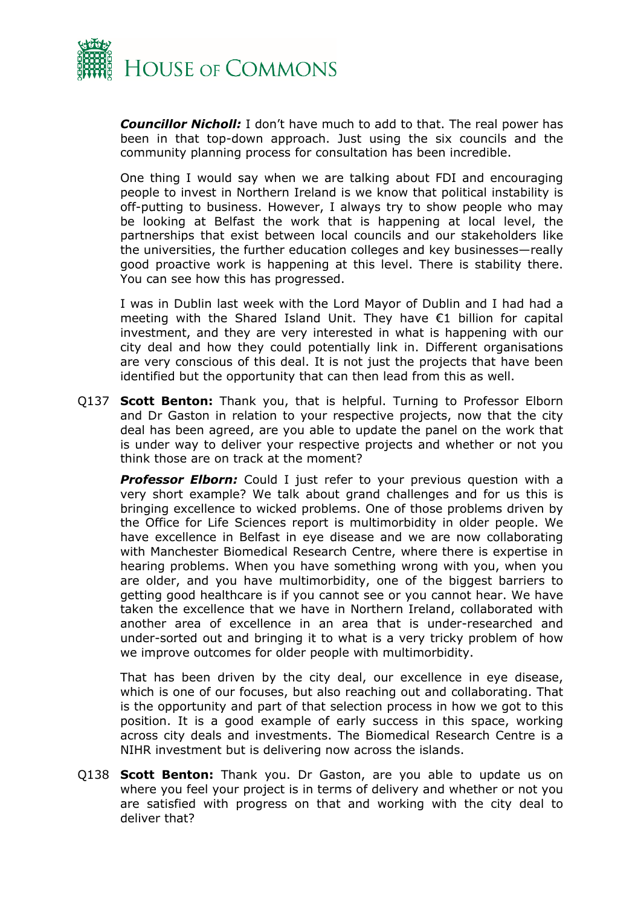***Councillor Nicholl:*** I don't have much to add to that. The real power has been in that top-down approach. Just using the six councils and the community planning process for consultation has been incredible.

One thing I would say when we are talking about FDI and encouraging people to invest in Northern Ireland is we know that political instability is off-putting to business. However, I always try to show people who may be looking at Belfast the work that is happening at local level, the partnerships that exist between local councils and our stakeholders like the universities, the further education colleges and key businesses—really good proactive work is happening at this level. There is stability there. You can see how this has progressed.

I was in Dublin last week with the Lord Mayor of Dublin and I had had a meeting with the Shared Island Unit. They have €1 billion for capital investment, and they are very interested in what is happening with our city deal and how they could potentially link in. Different organisations are very conscious of this deal. It is not just the projects that have been identified but the opportunity that can then lead from this as well.

Q137 **Scott Benton:** Thank you, that is helpful. Turning to Professor Elborn and Dr Gaston in relation to your respective projects, now that the city deal has been agreed, are you able to update the panel on the work that is under way to deliver your respective projects and whether or not you think those are on track at the moment?

***Professor Elborn:*** Could I just refer to your previous question with a very short example? We talk about grand challenges and for us this is bringing excellence to wicked problems. One of those problems driven by the Office for Life Sciences report is multimorbidity in older people. We have excellence in Belfast in eye disease and we are now collaborating with Manchester Biomedical Research Centre, where there is expertise in hearing problems. When you have something wrong with you, when you are older, and you have multimorbidity, one of the biggest barriers to getting good healthcare is if you cannot see or you cannot hear. We have taken the excellence that we have in Northern Ireland, collaborated with another area of excellence in an area that is under-researched and under-sorted out and bringing it to what is a very tricky problem of how we improve outcomes for older people with multimorbidity.

That has been driven by the city deal, our excellence in eye disease, which is one of our focuses, but also reaching out and collaborating. That is the opportunity and part of that selection process in how we got to this position. It is a good example of early success in this space, working across city deals and investments. The Biomedical Research Centre is a NIHR investment but is delivering now across the islands.

Q138 **Scott Benton:** Thank you. Dr Gaston, are you able to update us on where you feel your project is in terms of delivery and whether or not you are satisfied with progress on that and working with the city deal to deliver that?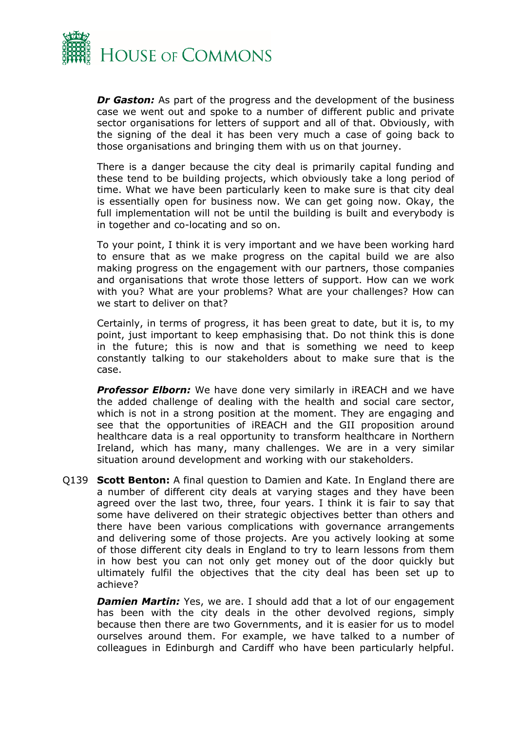***Dr Gaston:*** As part of the progress and the development of the business case we went out and spoke to a number of different public and private sector organisations for letters of support and all of that. Obviously, with the signing of the deal it has been very much a case of going back to those organisations and bringing them with us on that journey.

There is a danger because the city deal is primarily capital funding and these tend to be building projects, which obviously take a long period of time. What we have been particularly keen to make sure is that city deal is essentially open for business now. We can get going now. Okay, the full implementation will not be until the building is built and everybody is in together and co-locating and so on.

To your point, I think it is very important and we have been working hard to ensure that as we make progress on the capital build we are also making progress on the engagement with our partners, those companies and organisations that wrote those letters of support. How can we work with you? What are your problems? What are your challenges? How can we start to deliver on that?

Certainly, in terms of progress, it has been great to date, but it is, to my point, just important to keep emphasising that. Do not think this is done in the future; this is now and that is something we need to keep constantly talking to our stakeholders about to make sure that is the case.

***Professor Elborn:*** We have done very similarly in iREACH and we have the added challenge of dealing with the health and social care sector, which is not in a strong position at the moment. They are engaging and see that the opportunities of iREACH and the GII proposition around healthcare data is a real opportunity to transform healthcare in Northern Ireland, which has many, many challenges. We are in a very similar situation around development and working with our stakeholders.

Q139 **Scott Benton:** A final question to Damien and Kate. In England there are a number of different city deals at varying stages and they have been agreed over the last two, three, four years. I think it is fair to say that some have delivered on their strategic objectives better than others and there have been various complications with governance arrangements and delivering some of those projects. Are you actively looking at some of those different city deals in England to try to learn lessons from them in how best you can not only get money out of the door quickly but ultimately fulfil the objectives that the city deal has been set up to achieve?

***Damien Martin:*** Yes, we are. I should add that a lot of our engagement has been with the city deals in the other devolved regions, simply because then there are two Governments, and it is easier for us to model ourselves around them. For example, we have talked to a number of colleagues in Edinburgh and Cardiff who have been particularly helpful.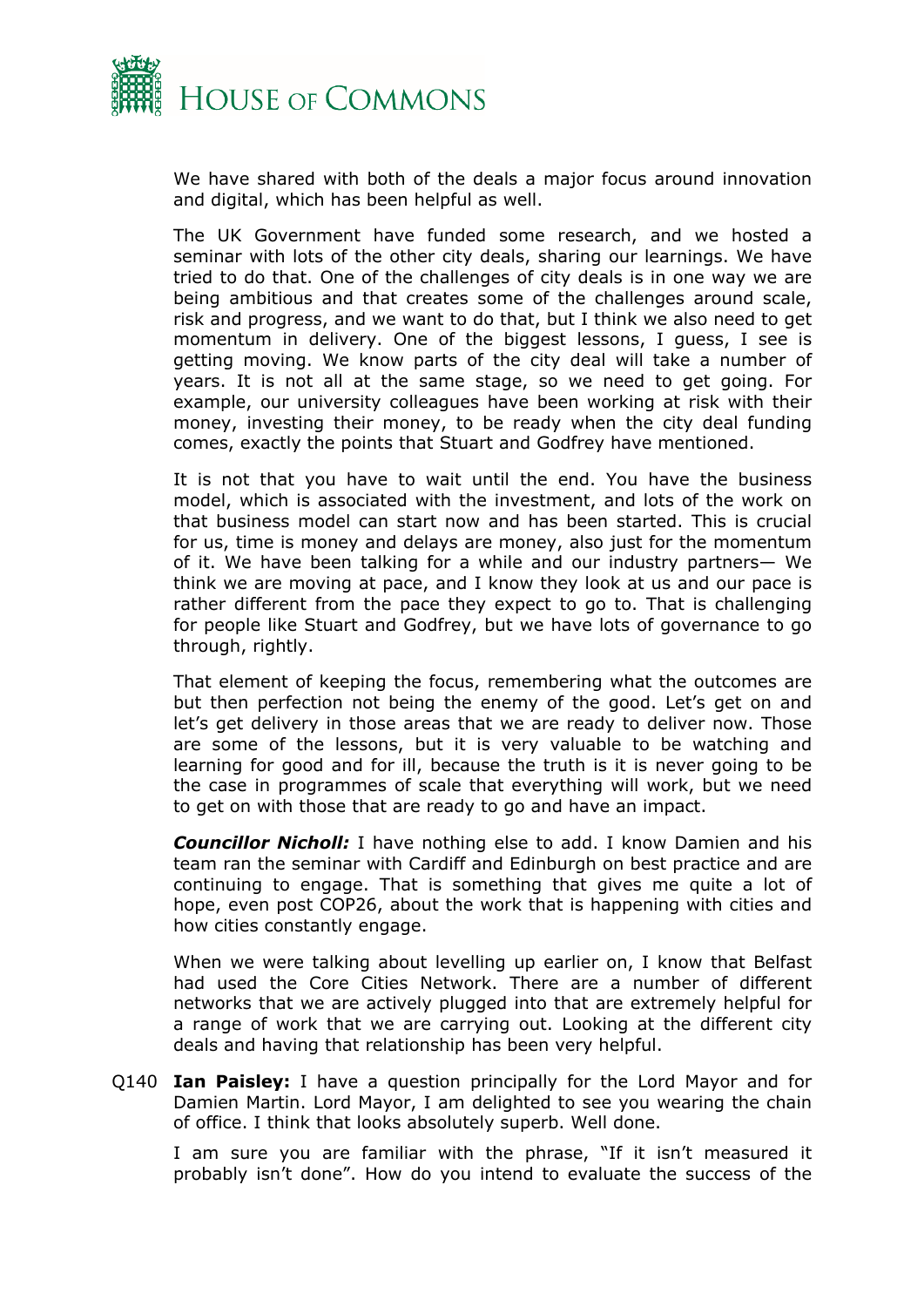We have shared with both of the deals a major focus around innovation and digital, which has been helpful as well.

The UK Government have funded some research, and we hosted a seminar with lots of the other city deals, sharing our learnings. We have tried to do that. One of the challenges of city deals is in one way we are being ambitious and that creates some of the challenges around scale, risk and progress, and we want to do that, but I think we also need to get momentum in delivery. One of the biggest lessons, I guess, I see is getting moving. We know parts of the city deal will take a number of years. It is not all at the same stage, so we need to get going. For example, our university colleagues have been working at risk with their money, investing their money, to be ready when the city deal funding comes, exactly the points that Stuart and Godfrey have mentioned.

It is not that you have to wait until the end. You have the business model, which is associated with the investment, and lots of the work on that business model can start now and has been started. This is crucial for us, time is money and delays are money, also just for the momentum of it. We have been talking for a while and our industry partners— We think we are moving at pace, and I know they look at us and our pace is rather different from the pace they expect to go to. That is challenging for people like Stuart and Godfrey, but we have lots of governance to go through, rightly.

That element of keeping the focus, remembering what the outcomes are but then perfection not being the enemy of the good. Let's get on and let's get delivery in those areas that we are ready to deliver now. Those are some of the lessons, but it is very valuable to be watching and learning for good and for ill, because the truth is it is never going to be the case in programmes of scale that everything will work, but we need to get on with those that are ready to go and have an impact.

***Councillor Nicholl:*** I have nothing else to add. I know Damien and his team ran the seminar with Cardiff and Edinburgh on best practice and are continuing to engage. That is something that gives me quite a lot of hope, even post COP26, about the work that is happening with cities and how cities constantly engage.

When we were talking about levelling up earlier on, I know that Belfast had used the Core Cities Network. There are a number of different networks that we are actively plugged into that are extremely helpful for a range of work that we are carrying out. Looking at the different city deals and having that relationship has been very helpful.

Q140 **Ian Paisley:** I have a question principally for the Lord Mayor and for Damien Martin. Lord Mayor, I am delighted to see you wearing the chain of office. I think that looks absolutely superb. Well done.

I am sure you are familiar with the phrase, "If it isn't measured it probably isn't done". How do you intend to evaluate the success of the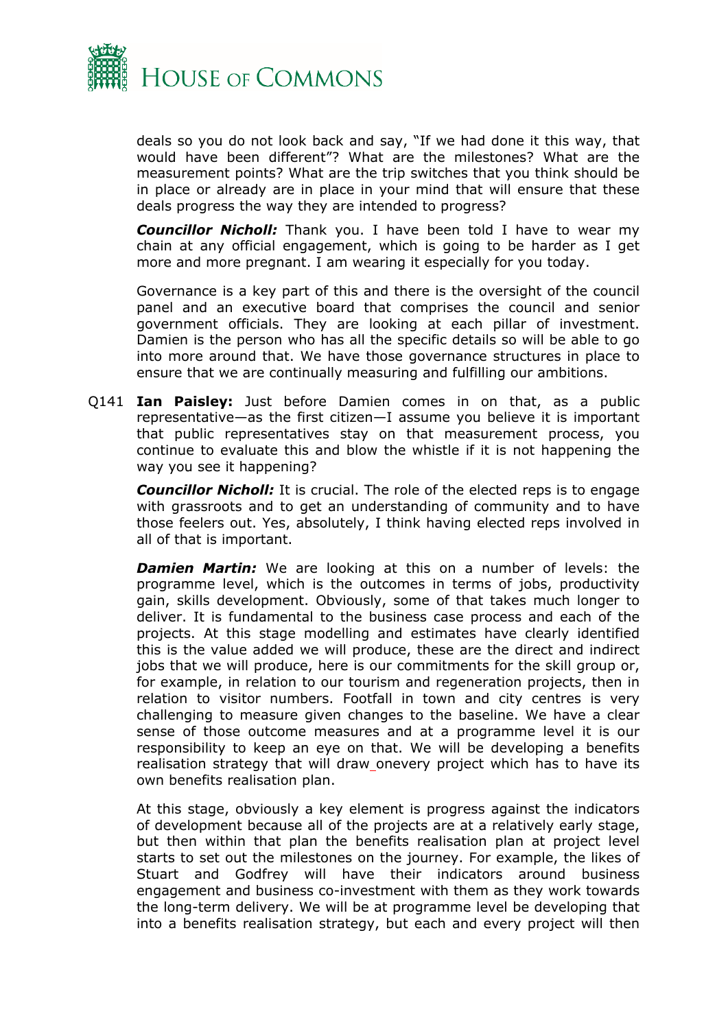deals so you do not look back and say, "If we had done it this way, that would have been different"? What are the milestones? What are the measurement points? What are the trip switches that you think should be in place or already are in place in your mind that will ensure that these deals progress the way they are intended to progress?

***Councillor Nicholl:*** Thank you. I have been told I have to wear my chain at any official engagement, which is going to be harder as I get more and more pregnant. I am wearing it especially for you today.

Governance is a key part of this and there is the oversight of the council panel and an executive board that comprises the council and senior government officials. They are looking at each pillar of investment. Damien is the person who has all the specific details so will be able to go into more around that. We have those governance structures in place to ensure that we are continually measuring and fulfilling our ambitions.

Q141 **Ian Paisley:** Just before Damien comes in on that, as a public representative—as the first citizen—I assume you believe it is important that public representatives stay on that measurement process, you continue to evaluate this and blow the whistle if it is not happening the way you see it happening?

***Councillor Nicholl:*** It is crucial. The role of the elected reps is to engage with grassroots and to get an understanding of community and to have those feelers out. Yes, absolutely, I think having elected reps involved in all of that is important.

***Damien Martin:*** We are looking at this on a number of levels: the programme level, which is the outcomes in terms of jobs, productivity gain, skills development. Obviously, some of that takes much longer to deliver. It is fundamental to the business case process and each of the projects. At this stage modelling and estimates have clearly identified this is the value added we will produce, these are the direct and indirect jobs that we will produce, here is our commitments for the skill group or, for example, in relation to our tourism and regeneration projects, then in relation to visitor numbers. Footfall in town and city centres is very challenging to measure given changes to the baseline. We have a clear sense of those outcome measures and at a programme level it is our responsibility to keep an eye on that. We will be developing a benefits realisation strategy that will draw_onevery project which has to have its own benefits realisation plan.

At this stage, obviously a key element is progress against the indicators of development because all of the projects are at a relatively early stage, but then within that plan the benefits realisation plan at project level starts to set out the milestones on the journey. For example, the likes of Stuart and Godfrey will have their indicators around business engagement and business co-investment with them as they work towards the long-term delivery. We will be at programme level be developing that into a benefits realisation strategy, but each and every project will then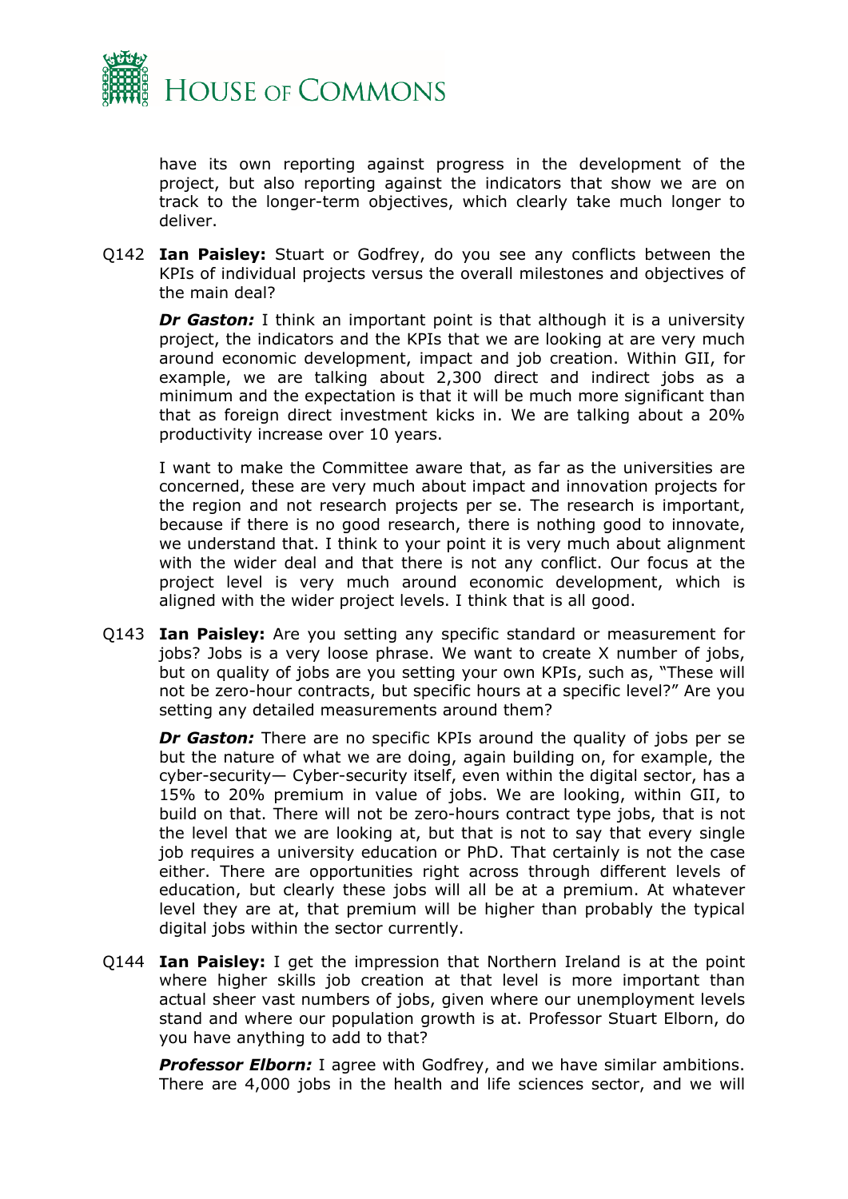have its own reporting against progress in the development of the project, but also reporting against the indicators that show we are on track to the longer-term objectives, which clearly take much longer to deliver.

Q142 **Ian Paisley:** Stuart or Godfrey, do you see any conflicts between the KPIs of individual projects versus the overall milestones and objectives of the main deal?

***Dr Gaston:*** I think an important point is that although it is a university project, the indicators and the KPIs that we are looking at are very much around economic development, impact and job creation. Within GII, for example, we are talking about 2,300 direct and indirect jobs as a minimum and the expectation is that it will be much more significant than that as foreign direct investment kicks in. We are talking about a 20% productivity increase over 10 years.

I want to make the Committee aware that, as far as the universities are concerned, these are very much about impact and innovation projects for the region and not research projects per se. The research is important, because if there is no good research, there is nothing good to innovate, we understand that. I think to your point it is very much about alignment with the wider deal and that there is not any conflict. Our focus at the project level is very much around economic development, which is aligned with the wider project levels. I think that is all good.

Q143 **Ian Paisley:** Are you setting any specific standard or measurement for jobs? Jobs is a very loose phrase. We want to create X number of jobs, but on quality of jobs are you setting your own KPIs, such as, "These will not be zero-hour contracts, but specific hours at a specific level?" Are you setting any detailed measurements around them?

***Dr Gaston:*** There are no specific KPIs around the quality of jobs per se but the nature of what we are doing, again building on, for example, the cyber-security— Cyber-security itself, even within the digital sector, has a 15% to 20% premium in value of jobs. We are looking, within GII, to build on that. There will not be zero-hours contract type jobs, that is not the level that we are looking at, but that is not to say that every single job requires a university education or PhD. That certainly is not the case either. There are opportunities right across through different levels of education, but clearly these jobs will all be at a premium. At whatever level they are at, that premium will be higher than probably the typical digital jobs within the sector currently.

Q144 **Ian Paisley:** I get the impression that Northern Ireland is at the point where higher skills job creation at that level is more important than actual sheer vast numbers of jobs, given where our unemployment levels stand and where our population growth is at. Professor Stuart Elborn, do you have anything to add to that?

***Professor Elborn:*** I agree with Godfrey, and we have similar ambitions. There are 4,000 jobs in the health and life sciences sector, and we will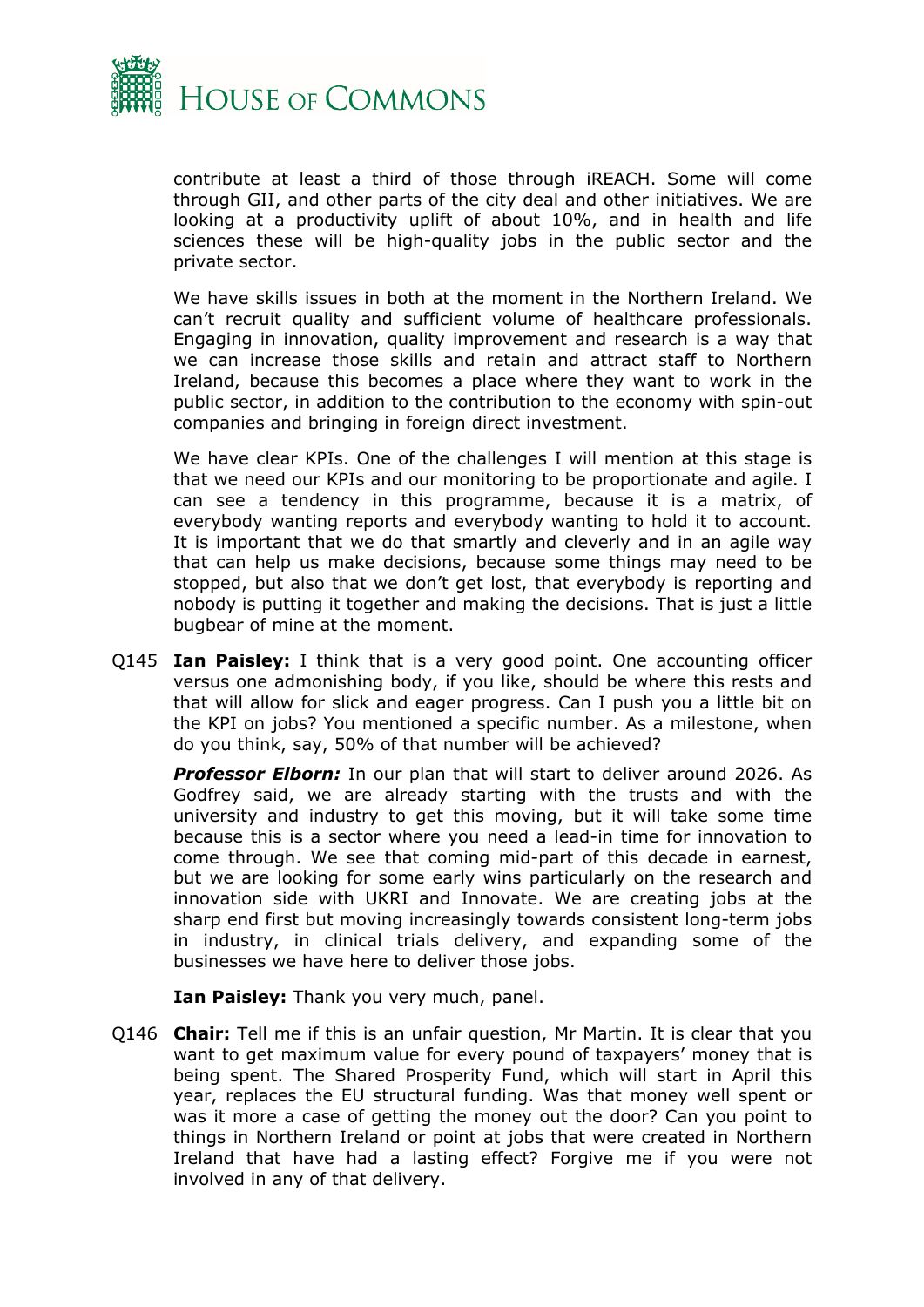contribute at least a third of those through iREACH. Some will come through GII, and other parts of the city deal and other initiatives. We are looking at a productivity uplift of about 10%, and in health and life sciences these will be high-quality jobs in the public sector and the private sector.

We have skills issues in both at the moment in the Northern Ireland. We can't recruit quality and sufficient volume of healthcare professionals. Engaging in innovation, quality improvement and research is a way that we can increase those skills and retain and attract staff to Northern Ireland, because this becomes a place where they want to work in the public sector, in addition to the contribution to the economy with spin-out companies and bringing in foreign direct investment.

We have clear KPIs. One of the challenges I will mention at this stage is that we need our KPIs and our monitoring to be proportionate and agile. I can see a tendency in this programme, because it is a matrix, of everybody wanting reports and everybody wanting to hold it to account. It is important that we do that smartly and cleverly and in an agile way that can help us make decisions, because some things may need to be stopped, but also that we don't get lost, that everybody is reporting and nobody is putting it together and making the decisions. That is just a little bugbear of mine at the moment.

Q145 **Ian Paisley:** I think that is a very good point. One accounting officer versus one admonishing body, if you like, should be where this rests and that will allow for slick and eager progress. Can I push you a little bit on the KPI on jobs? You mentioned a specific number. As a milestone, when do you think, say, 50% of that number will be achieved?

***Professor Elborn:*** In our plan that will start to deliver around 2026. As Godfrey said, we are already starting with the trusts and with the university and industry to get this moving, but it will take some time because this is a sector where you need a lead-in time for innovation to come through. We see that coming mid-part of this decade in earnest, but we are looking for some early wins particularly on the research and innovation side with UKRI and Innovate. We are creating jobs at the sharp end first but moving increasingly towards consistent long-term jobs in industry, in clinical trials delivery, and expanding some of the businesses we have here to deliver those jobs.

**Ian Paisley:** Thank you very much, panel.

Q146 **Chair:** Tell me if this is an unfair question, Mr Martin. It is clear that you want to get maximum value for every pound of taxpayers' money that is being spent. The Shared Prosperity Fund, which will start in April this year, replaces the EU structural funding. Was that money well spent or was it more a case of getting the money out the door? Can you point to things in Northern Ireland or point at jobs that were created in Northern Ireland that have had a lasting effect? Forgive me if you were not involved in any of that delivery.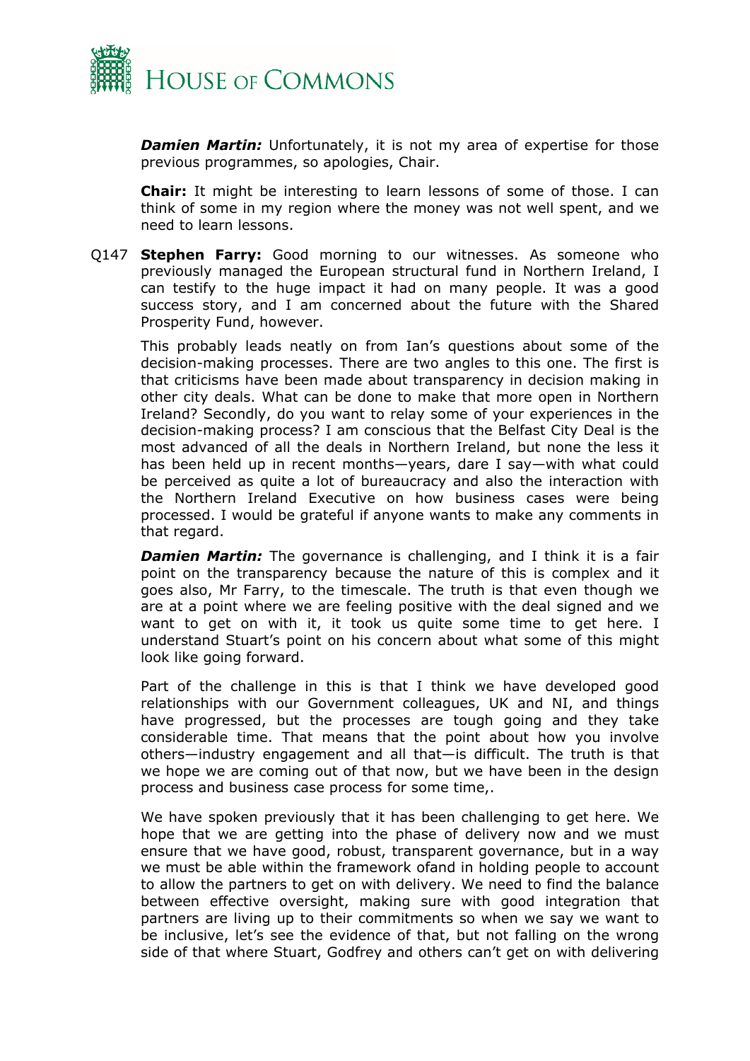***Damien Martin:*** Unfortunately, it is not my area of expertise for those previous programmes, so apologies, Chair.

**Chair:** It might be interesting to learn lessons of some of those. I can think of some in my region where the money was not well spent, and we need to learn lessons.

Q147 **Stephen Farry:** Good morning to our witnesses. As someone who previously managed the European structural fund in Northern Ireland, I can testify to the huge impact it had on many people. It was a good success story, and I am concerned about the future with the Shared Prosperity Fund, however.

This probably leads neatly on from Ian's questions about some of the decision-making processes. There are two angles to this one. The first is that criticisms have been made about transparency in decision making in other city deals. What can be done to make that more open in Northern Ireland? Secondly, do you want to relay some of your experiences in the decision-making process? I am conscious that the Belfast City Deal is the most advanced of all the deals in Northern Ireland, but none the less it has been held up in recent months—years, dare I say—with what could be perceived as quite a lot of bureaucracy and also the interaction with the Northern Ireland Executive on how business cases were being processed. I would be grateful if anyone wants to make any comments in that regard.

***Damien Martin:*** The governance is challenging, and I think it is a fair point on the transparency because the nature of this is complex and it goes also, Mr Farry, to the timescale. The truth is that even though we are at a point where we are feeling positive with the deal signed and we want to get on with it, it took us quite some time to get here. I understand Stuart's point on his concern about what some of this might look like going forward.

Part of the challenge in this is that I think we have developed good relationships with our Government colleagues, UK and NI, and things have progressed, but the processes are tough going and they take considerable time. That means that the point about how you involve others—industry engagement and all that—is difficult. The truth is that we hope we are coming out of that now, but we have been in the design process and business case process for some time,.

We have spoken previously that it has been challenging to get here. We hope that we are getting into the phase of delivery now and we must ensure that we have good, robust, transparent governance, but in a way we must be able within the framework ofand in holding people to account to allow the partners to get on with delivery. We need to find the balance between effective oversight, making sure with good integration that partners are living up to their commitments so when we say we want to be inclusive, let's see the evidence of that, but not falling on the wrong side of that where Stuart, Godfrey and others can't get on with delivering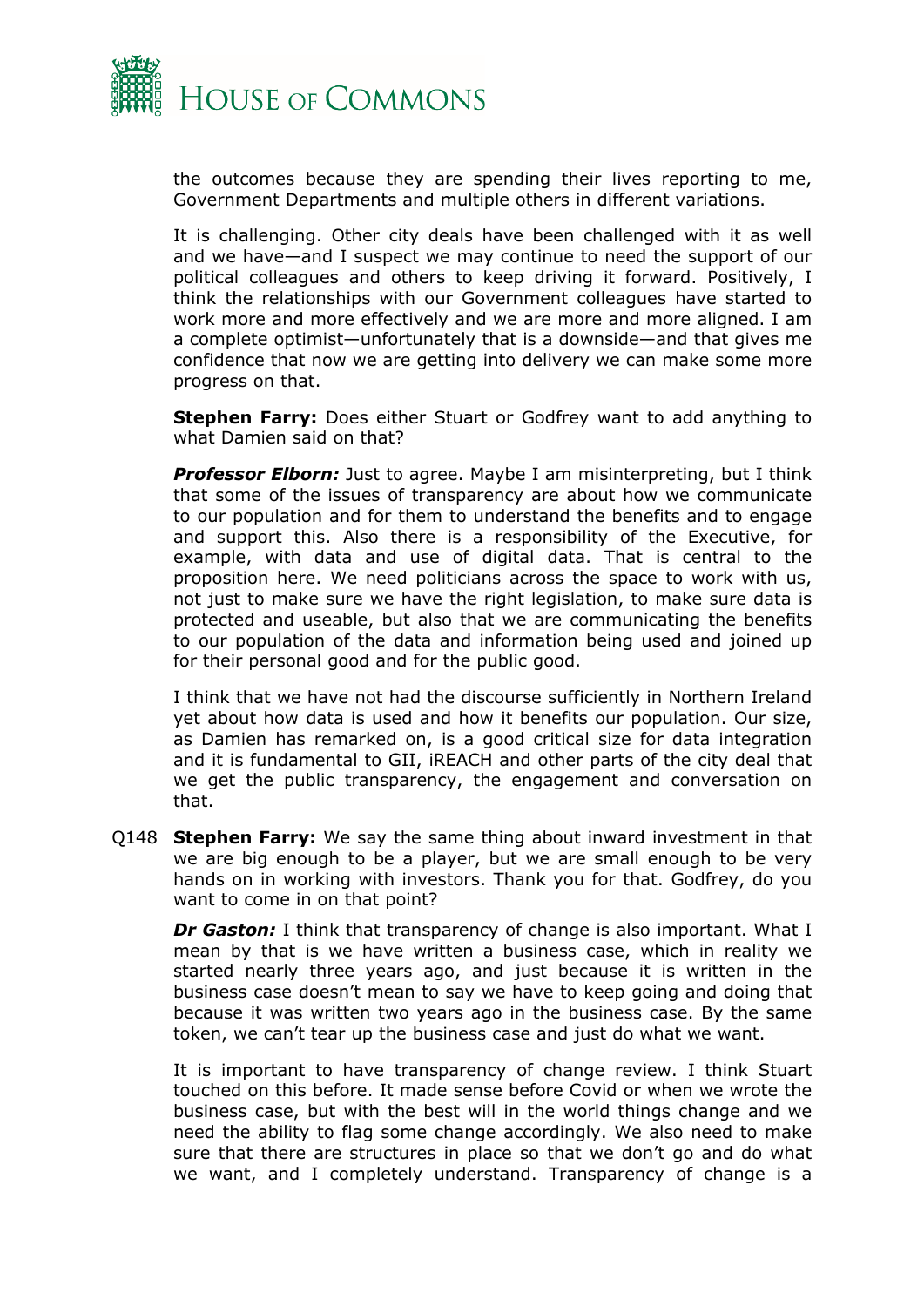the outcomes because they are spending their lives reporting to me, Government Departments and multiple others in different variations.

It is challenging. Other city deals have been challenged with it as well and we have—and I suspect we may continue to need the support of our political colleagues and others to keep driving it forward. Positively, I think the relationships with our Government colleagues have started to work more and more effectively and we are more and more aligned. I am a complete optimist—unfortunately that is a downside—and that gives me confidence that now we are getting into delivery we can make some more progress on that.

**Stephen Farry:** Does either Stuart or Godfrey want to add anything to what Damien said on that?

***Professor Elborn:*** Just to agree. Maybe I am misinterpreting, but I think that some of the issues of transparency are about how we communicate to our population and for them to understand the benefits and to engage and support this. Also there is a responsibility of the Executive, for example, with data and use of digital data. That is central to the proposition here. We need politicians across the space to work with us, not just to make sure we have the right legislation, to make sure data is protected and useable, but also that we are communicating the benefits to our population of the data and information being used and joined up for their personal good and for the public good.

I think that we have not had the discourse sufficiently in Northern Ireland yet about how data is used and how it benefits our population. Our size, as Damien has remarked on, is a good critical size for data integration and it is fundamental to GII, iREACH and other parts of the city deal that we get the public transparency, the engagement and conversation on that.

Q148 **Stephen Farry:** We say the same thing about inward investment in that we are big enough to be a player, but we are small enough to be very hands on in working with investors. Thank you for that. Godfrey, do you want to come in on that point?

***Dr Gaston:*** I think that transparency of change is also important. What I mean by that is we have written a business case, which in reality we started nearly three years ago, and just because it is written in the business case doesn't mean to say we have to keep going and doing that because it was written two years ago in the business case. By the same token, we can't tear up the business case and just do what we want.

It is important to have transparency of change review. I think Stuart touched on this before. It made sense before Covid or when we wrote the business case, but with the best will in the world things change and we need the ability to flag some change accordingly. We also need to make sure that there are structures in place so that we don't go and do what we want, and I completely understand. Transparency of change is a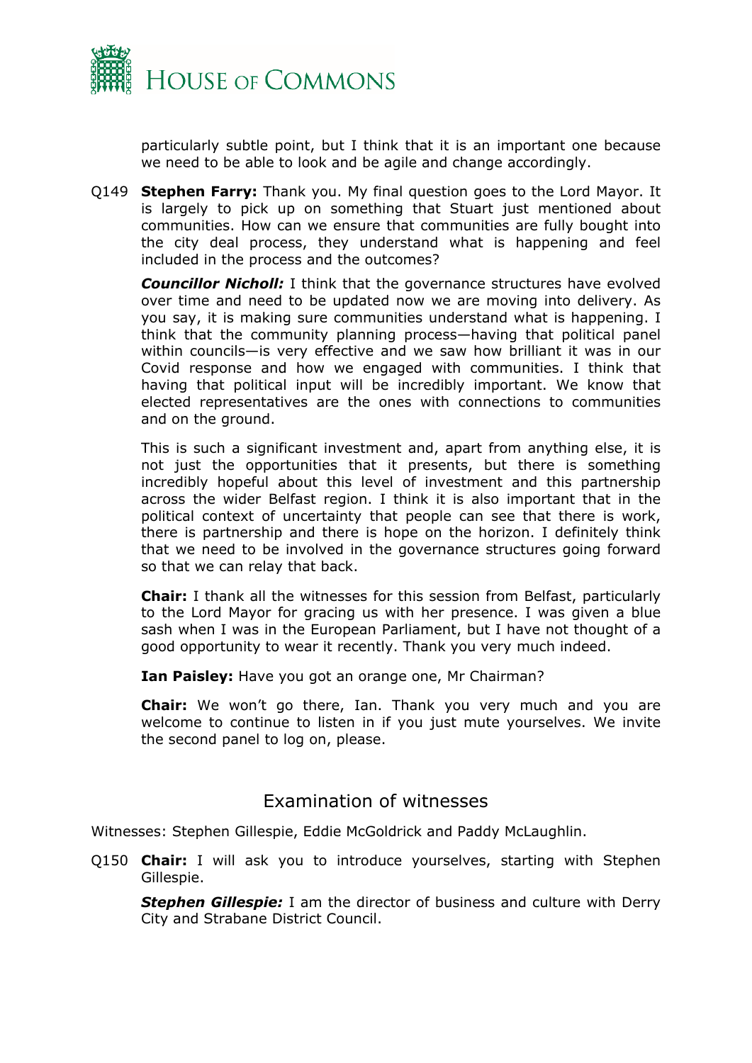particularly subtle point, but I think that it is an important one because we need to be able to look and be agile and change accordingly.

Q149 **Stephen Farry:** Thank you. My final question goes to the Lord Mayor. It is largely to pick up on something that Stuart just mentioned about communities. How can we ensure that communities are fully bought into the city deal process, they understand what is happening and feel included in the process and the outcomes?

***Councillor Nicholl:*** I think that the governance structures have evolved over time and need to be updated now we are moving into delivery. As you say, it is making sure communities understand what is happening. I think that the community planning process—having that political panel within councils—is very effective and we saw how brilliant it was in our Covid response and how we engaged with communities. I think that having that political input will be incredibly important. We know that elected representatives are the ones with connections to communities and on the ground.

This is such a significant investment and, apart from anything else, it is not just the opportunities that it presents, but there is something incredibly hopeful about this level of investment and this partnership across the wider Belfast region. I think it is also important that in the political context of uncertainty that people can see that there is work, there is partnership and there is hope on the horizon. I definitely think that we need to be involved in the governance structures going forward so that we can relay that back.

**Chair:** I thank all the witnesses for this session from Belfast, particularly to the Lord Mayor for gracing us with her presence. I was given a blue sash when I was in the European Parliament, but I have not thought of a good opportunity to wear it recently. Thank you very much indeed.

**Ian Paisley:** Have you got an orange one, Mr Chairman?

**Chair:** We won't go there, Ian. Thank you very much and you are welcome to continue to listen in if you just mute yourselves. We invite the second panel to log on, please.

## Examination of witnesses

Witnesses: Stephen Gillespie, Eddie McGoldrick and Paddy McLaughlin.

Q150 **Chair:** I will ask you to introduce yourselves, starting with Stephen Gillespie.

***Stephen Gillespie:*** I am the director of business and culture with Derry City and Strabane District Council.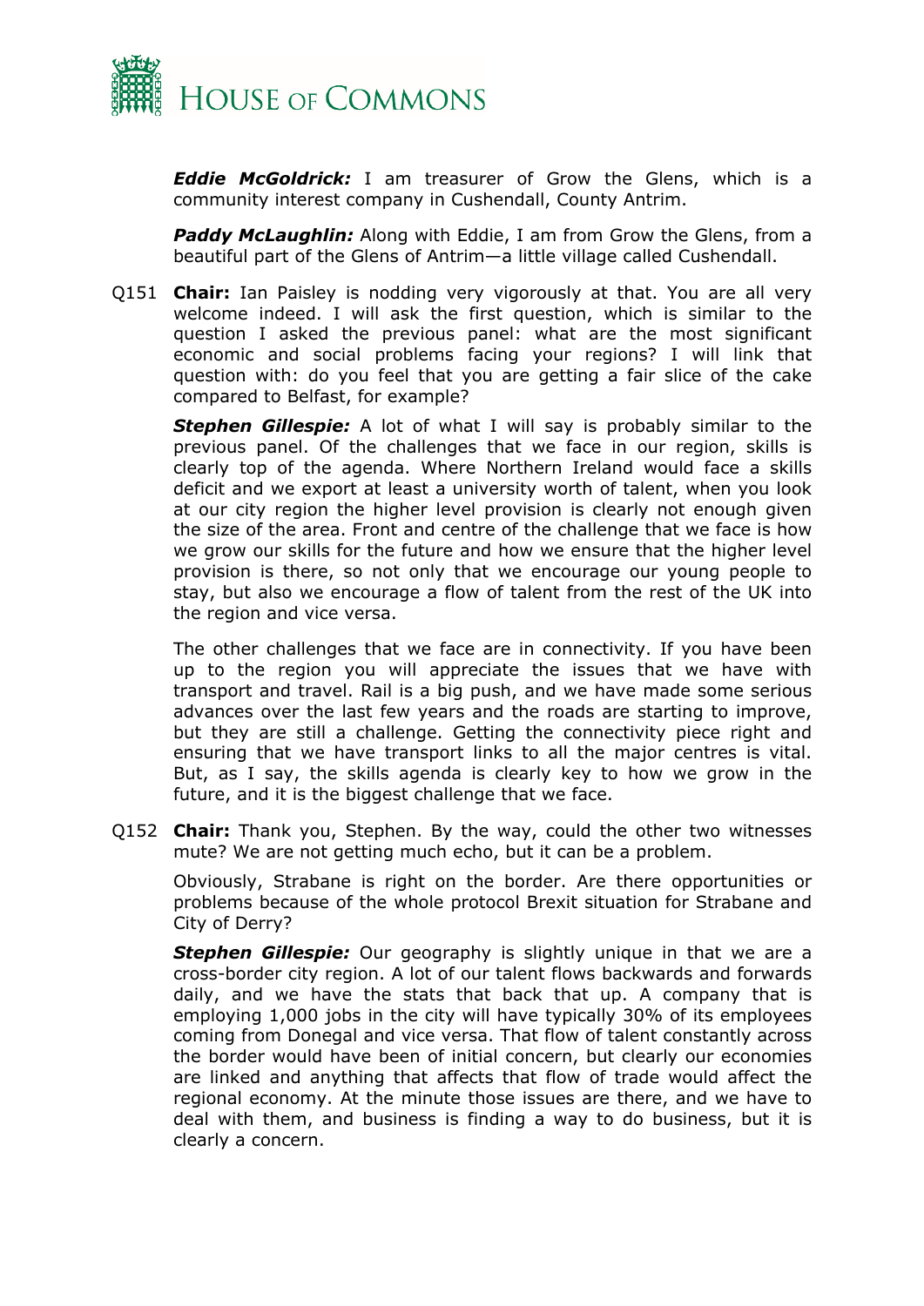***Eddie McGoldrick:*** I am treasurer of Grow the Glens, which is a community interest company in Cushendall, County Antrim.

***Paddy McLaughlin:*** Along with Eddie, I am from Grow the Glens, from a beautiful part of the Glens of Antrim—a little village called Cushendall.

Q151 **Chair:** Ian Paisley is nodding very vigorously at that. You are all very welcome indeed. I will ask the first question, which is similar to the question I asked the previous panel: what are the most significant economic and social problems facing your regions? I will link that question with: do you feel that you are getting a fair slice of the cake compared to Belfast, for example?

***Stephen Gillespie:*** A lot of what I will say is probably similar to the previous panel. Of the challenges that we face in our region, skills is clearly top of the agenda. Where Northern Ireland would face a skills deficit and we export at least a university worth of talent, when you look at our city region the higher level provision is clearly not enough given the size of the area. Front and centre of the challenge that we face is how we grow our skills for the future and how we ensure that the higher level provision is there, so not only that we encourage our young people to stay, but also we encourage a flow of talent from the rest of the UK into the region and vice versa.

The other challenges that we face are in connectivity. If you have been up to the region you will appreciate the issues that we have with transport and travel. Rail is a big push, and we have made some serious advances over the last few years and the roads are starting to improve, but they are still a challenge. Getting the connectivity piece right and ensuring that we have transport links to all the major centres is vital. But, as I say, the skills agenda is clearly key to how we grow in the future, and it is the biggest challenge that we face.

Q152 **Chair:** Thank you, Stephen. By the way, could the other two witnesses mute? We are not getting much echo, but it can be a problem.

Obviously, Strabane is right on the border. Are there opportunities or problems because of the whole protocol Brexit situation for Strabane and City of Derry?

***Stephen Gillespie:*** Our geography is slightly unique in that we are a cross-border city region. A lot of our talent flows backwards and forwards daily, and we have the stats that back that up. A company that is employing 1,000 jobs in the city will have typically 30% of its employees coming from Donegal and vice versa. That flow of talent constantly across the border would have been of initial concern, but clearly our economies are linked and anything that affects that flow of trade would affect the regional economy. At the minute those issues are there, and we have to deal with them, and business is finding a way to do business, but it is clearly a concern.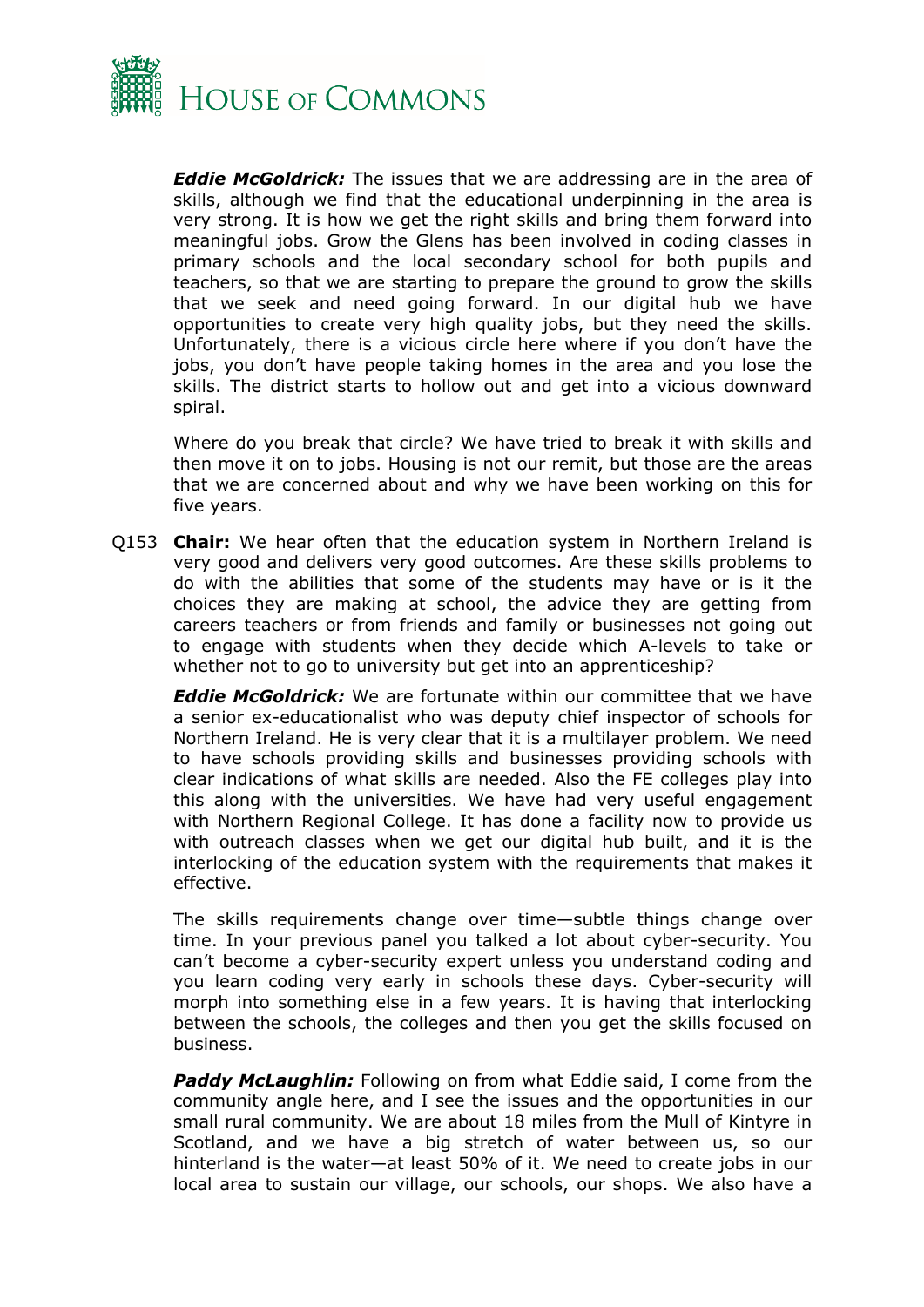***Eddie McGoldrick:*** The issues that we are addressing are in the area of skills, although we find that the educational underpinning in the area is very strong. It is how we get the right skills and bring them forward into meaningful jobs. Grow the Glens has been involved in coding classes in primary schools and the local secondary school for both pupils and teachers, so that we are starting to prepare the ground to grow the skills that we seek and need going forward. In our digital hub we have opportunities to create very high quality jobs, but they need the skills. Unfortunately, there is a vicious circle here where if you don't have the jobs, you don't have people taking homes in the area and you lose the skills. The district starts to hollow out and get into a vicious downward spiral.

Where do you break that circle? We have tried to break it with skills and then move it on to jobs. Housing is not our remit, but those are the areas that we are concerned about and why we have been working on this for five years.

Q153 **Chair:** We hear often that the education system in Northern Ireland is very good and delivers very good outcomes. Are these skills problems to do with the abilities that some of the students may have or is it the choices they are making at school, the advice they are getting from careers teachers or from friends and family or businesses not going out to engage with students when they decide which A-levels to take or whether not to go to university but get into an apprenticeship?

***Eddie McGoldrick:*** We are fortunate within our committee that we have a senior ex-educationalist who was deputy chief inspector of schools for Northern Ireland. He is very clear that it is a multilayer problem. We need to have schools providing skills and businesses providing schools with clear indications of what skills are needed. Also the FE colleges play into this along with the universities. We have had very useful engagement with Northern Regional College. It has done a facility now to provide us with outreach classes when we get our digital hub built, and it is the interlocking of the education system with the requirements that makes it effective.

The skills requirements change over time—subtle things change over time. In your previous panel you talked a lot about cyber-security. You can't become a cyber-security expert unless you understand coding and you learn coding very early in schools these days. Cyber-security will morph into something else in a few years. It is having that interlocking between the schools, the colleges and then you get the skills focused on business.

***Paddy McLaughlin:*** Following on from what Eddie said, I come from the community angle here, and I see the issues and the opportunities in our small rural community. We are about 18 miles from the Mull of Kintyre in Scotland, and we have a big stretch of water between us, so our hinterland is the water—at least 50% of it. We need to create jobs in our local area to sustain our village, our schools, our shops. We also have a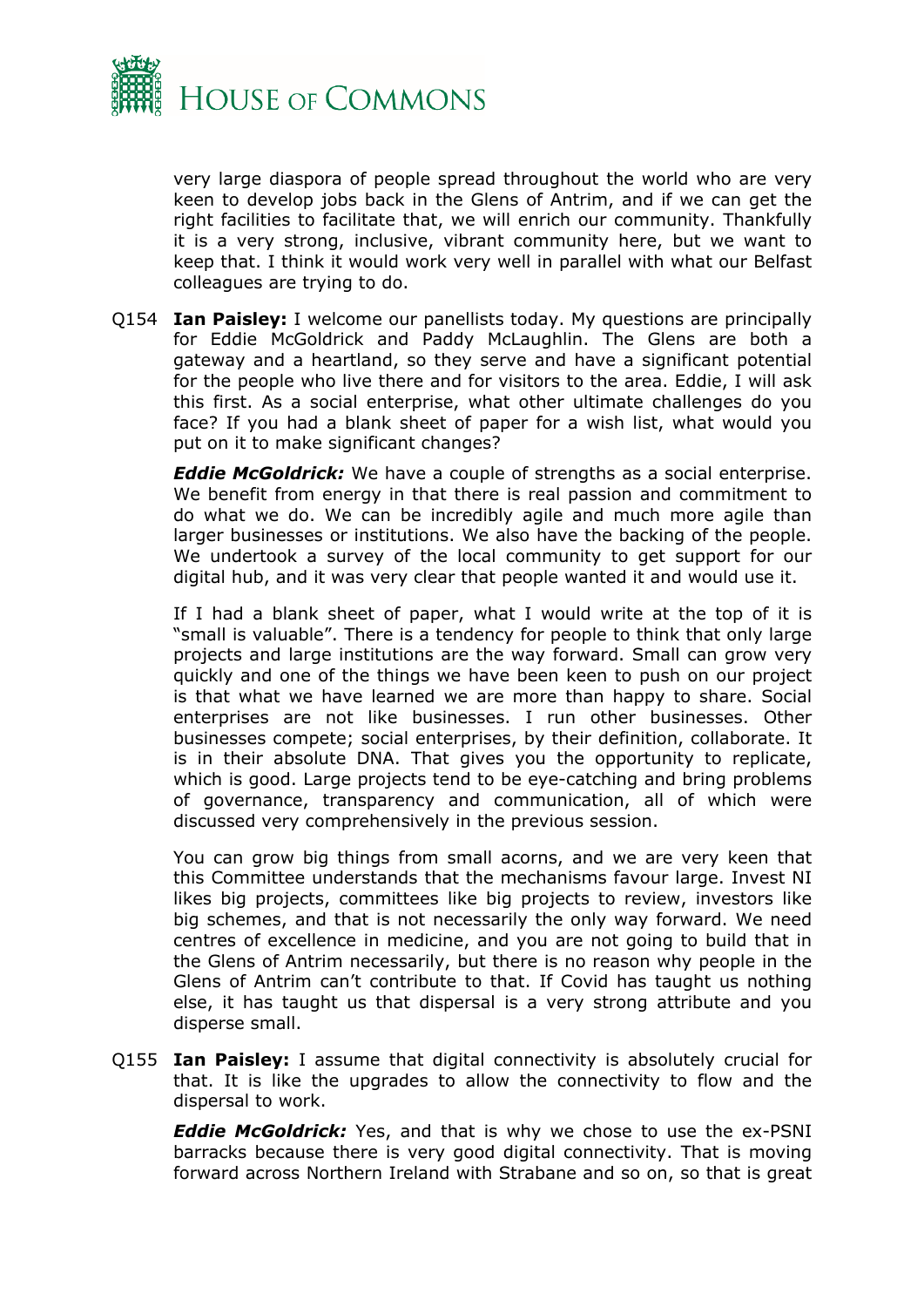very large diaspora of people spread throughout the world who are very keen to develop jobs back in the Glens of Antrim, and if we can get the right facilities to facilitate that, we will enrich our community. Thankfully it is a very strong, inclusive, vibrant community here, but we want to keep that. I think it would work very well in parallel with what our Belfast colleagues are trying to do.

Q154 **Ian Paisley:** I welcome our panellists today. My questions are principally for Eddie McGoldrick and Paddy McLaughlin. The Glens are both a gateway and a heartland, so they serve and have a significant potential for the people who live there and for visitors to the area. Eddie, I will ask this first. As a social enterprise, what other ultimate challenges do you face? If you had a blank sheet of paper for a wish list, what would you put on it to make significant changes?

***Eddie McGoldrick:*** We have a couple of strengths as a social enterprise. We benefit from energy in that there is real passion and commitment to do what we do. We can be incredibly agile and much more agile than larger businesses or institutions. We also have the backing of the people. We undertook a survey of the local community to get support for our digital hub, and it was very clear that people wanted it and would use it.

If I had a blank sheet of paper, what I would write at the top of it is "small is valuable". There is a tendency for people to think that only large projects and large institutions are the way forward. Small can grow very quickly and one of the things we have been keen to push on our project is that what we have learned we are more than happy to share. Social enterprises are not like businesses. I run other businesses. Other businesses compete; social enterprises, by their definition, collaborate. It is in their absolute DNA. That gives you the opportunity to replicate, which is good. Large projects tend to be eye-catching and bring problems of governance, transparency and communication, all of which were discussed very comprehensively in the previous session.

You can grow big things from small acorns, and we are very keen that this Committee understands that the mechanisms favour large. Invest NI likes big projects, committees like big projects to review, investors like big schemes, and that is not necessarily the only way forward. We need centres of excellence in medicine, and you are not going to build that in the Glens of Antrim necessarily, but there is no reason why people in the Glens of Antrim can't contribute to that. If Covid has taught us nothing else, it has taught us that dispersal is a very strong attribute and you disperse small.

Q155 **Ian Paisley:** I assume that digital connectivity is absolutely crucial for that. It is like the upgrades to allow the connectivity to flow and the dispersal to work.

***Eddie McGoldrick:*** Yes, and that is why we chose to use the ex-PSNI barracks because there is very good digital connectivity. That is moving forward across Northern Ireland with Strabane and so on, so that is great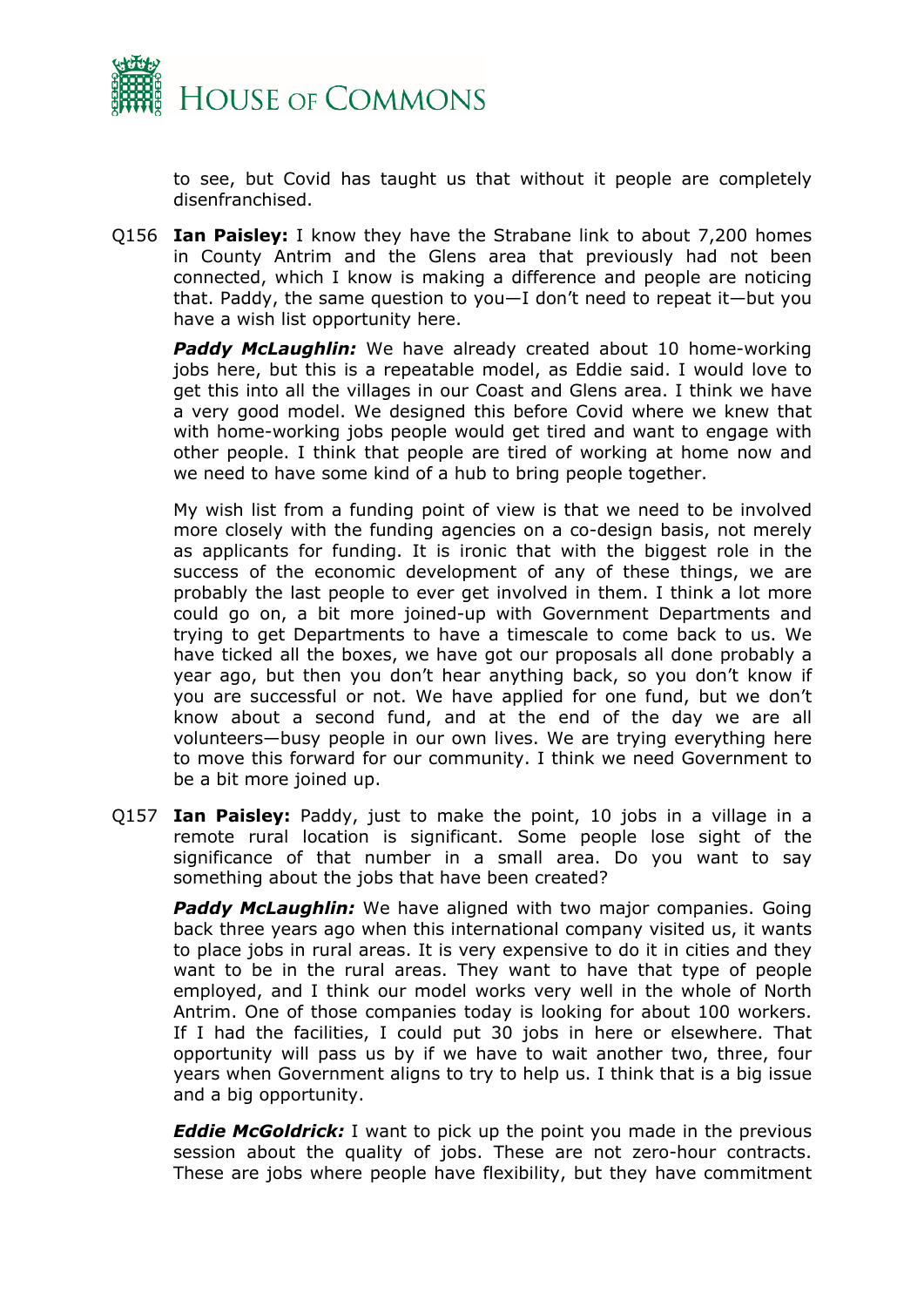to see, but Covid has taught us that without it people are completely disenfranchised.

Q156 **Ian Paisley:** I know they have the Strabane link to about 7,200 homes in County Antrim and the Glens area that previously had not been connected, which I know is making a difference and people are noticing that. Paddy, the same question to you—I don't need to repeat it—but you have a wish list opportunity here.

***Paddy McLaughlin:*** We have already created about 10 home-working jobs here, but this is a repeatable model, as Eddie said. I would love to get this into all the villages in our Coast and Glens area. I think we have a very good model. We designed this before Covid where we knew that with home-working jobs people would get tired and want to engage with other people. I think that people are tired of working at home now and we need to have some kind of a hub to bring people together.

My wish list from a funding point of view is that we need to be involved more closely with the funding agencies on a co-design basis, not merely as applicants for funding. It is ironic that with the biggest role in the success of the economic development of any of these things, we are probably the last people to ever get involved in them. I think a lot more could go on, a bit more joined-up with Government Departments and trying to get Departments to have a timescale to come back to us. We have ticked all the boxes, we have got our proposals all done probably a year ago, but then you don't hear anything back, so you don't know if you are successful or not. We have applied for one fund, but we don't know about a second fund, and at the end of the day we are all volunteers—busy people in our own lives. We are trying everything here to move this forward for our community. I think we need Government to be a bit more joined up.

Q157 **Ian Paisley:** Paddy, just to make the point, 10 jobs in a village in a remote rural location is significant. Some people lose sight of the significance of that number in a small area. Do you want to say something about the jobs that have been created?

***Paddy McLaughlin:*** We have aligned with two major companies. Going back three years ago when this international company visited us, it wants to place jobs in rural areas. It is very expensive to do it in cities and they want to be in the rural areas. They want to have that type of people employed, and I think our model works very well in the whole of North Antrim. One of those companies today is looking for about 100 workers. If I had the facilities, I could put 30 jobs in here or elsewhere. That opportunity will pass us by if we have to wait another two, three, four years when Government aligns to try to help us. I think that is a big issue and a big opportunity.

***Eddie McGoldrick:*** I want to pick up the point you made in the previous session about the quality of jobs. These are not zero-hour contracts. These are jobs where people have flexibility, but they have commitment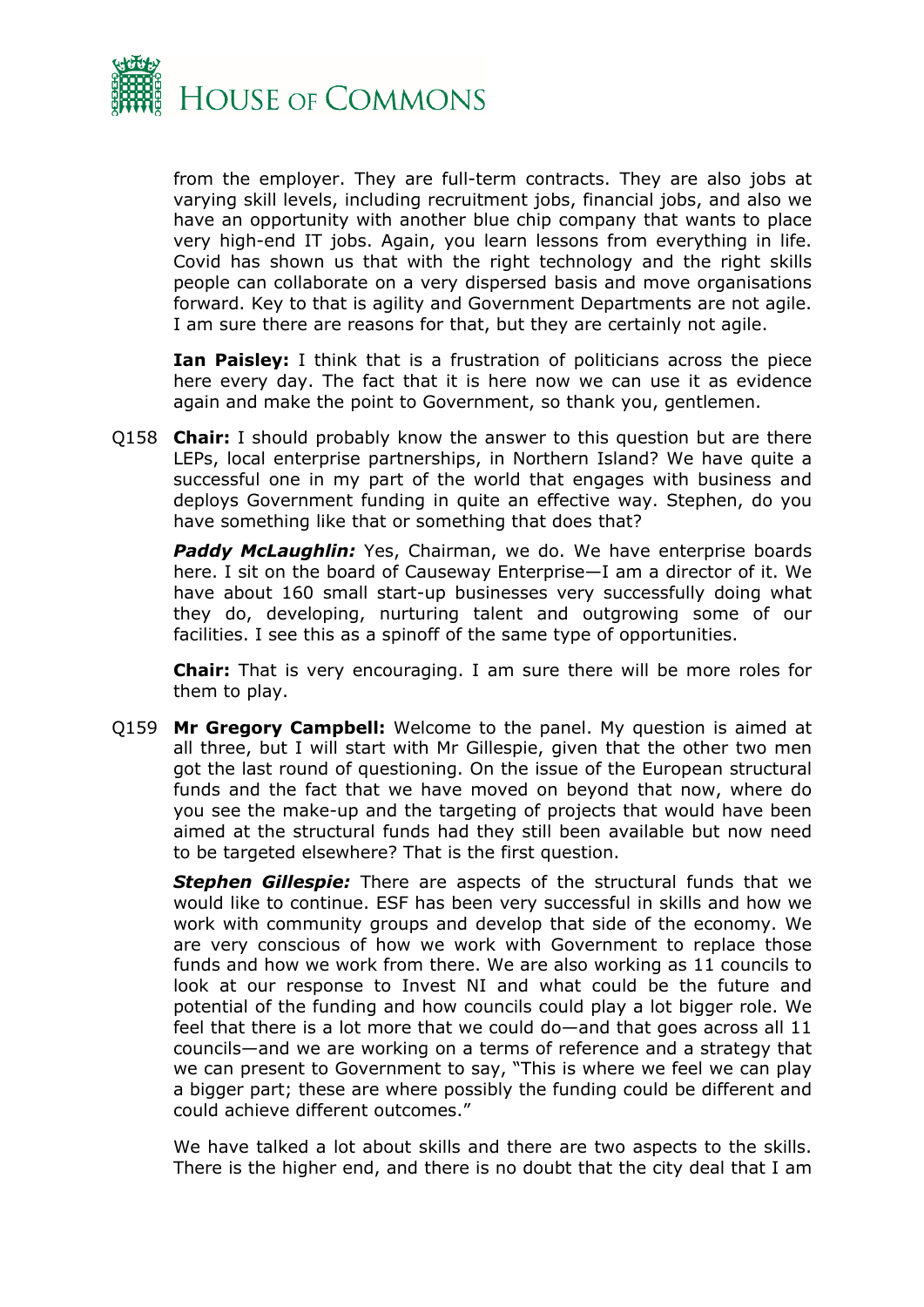from the employer. They are full-term contracts. They are also jobs at varying skill levels, including recruitment jobs, financial jobs, and also we have an opportunity with another blue chip company that wants to place very high-end IT jobs. Again, you learn lessons from everything in life. Covid has shown us that with the right technology and the right skills people can collaborate on a very dispersed basis and move organisations forward. Key to that is agility and Government Departments are not agile. I am sure there are reasons for that, but they are certainly not agile.

**Ian Paisley:** I think that is a frustration of politicians across the piece here every day. The fact that it is here now we can use it as evidence again and make the point to Government, so thank you, gentlemen.

Q158 **Chair:** I should probably know the answer to this question but are there LEPs, local enterprise partnerships, in Northern Island? We have quite a successful one in my part of the world that engages with business and deploys Government funding in quite an effective way. Stephen, do you have something like that or something that does that?

***Paddy McLaughlin:*** Yes, Chairman, we do. We have enterprise boards here. I sit on the board of Causeway Enterprise—I am a director of it. We have about 160 small start-up businesses very successfully doing what they do, developing, nurturing talent and outgrowing some of our facilities. I see this as a spinoff of the same type of opportunities.

**Chair:** That is very encouraging. I am sure there will be more roles for them to play.

Q159 **Mr Gregory Campbell:** Welcome to the panel. My question is aimed at all three, but I will start with Mr Gillespie, given that the other two men got the last round of questioning. On the issue of the European structural funds and the fact that we have moved on beyond that now, where do you see the make-up and the targeting of projects that would have been aimed at the structural funds had they still been available but now need to be targeted elsewhere? That is the first question.

***Stephen Gillespie:*** There are aspects of the structural funds that we would like to continue. ESF has been very successful in skills and how we work with community groups and develop that side of the economy. We are very conscious of how we work with Government to replace those funds and how we work from there. We are also working as 11 councils to look at our response to Invest NI and what could be the future and potential of the funding and how councils could play a lot bigger role. We feel that there is a lot more that we could do—and that goes across all 11 councils—and we are working on a terms of reference and a strategy that we can present to Government to say, "This is where we feel we can play a bigger part; these are where possibly the funding could be different and could achieve different outcomes."

We have talked a lot about skills and there are two aspects to the skills. There is the higher end, and there is no doubt that the city deal that I am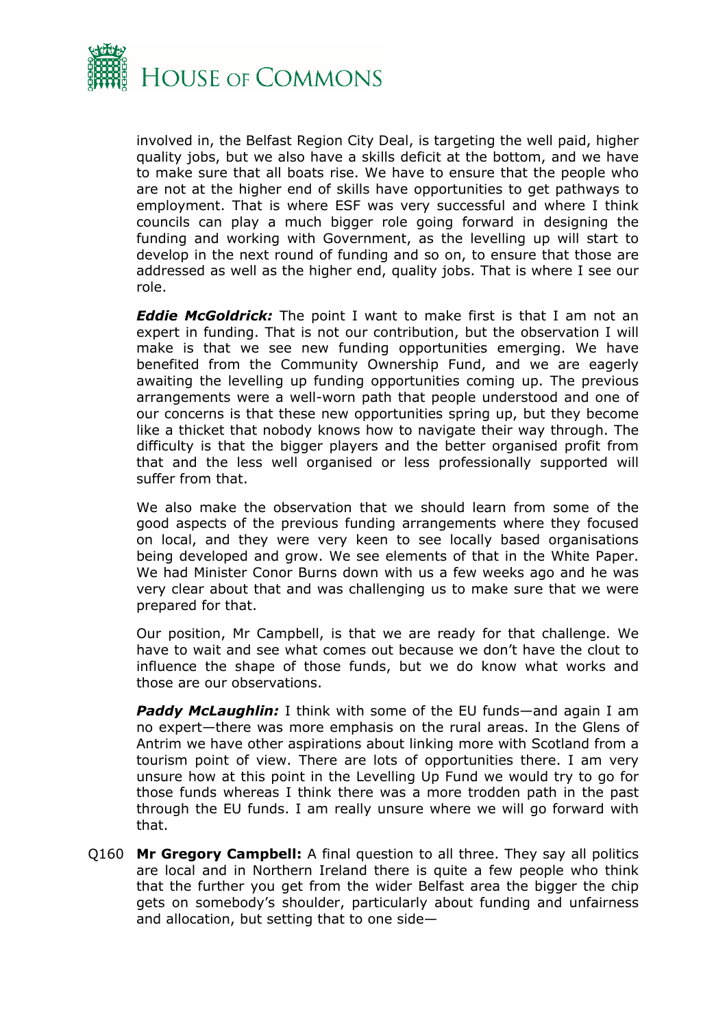involved in, the Belfast Region City Deal, is targeting the well paid, higher quality jobs, but we also have a skills deficit at the bottom, and we have to make sure that all boats rise. We have to ensure that the people who are not at the higher end of skills have opportunities to get pathways to employment. That is where ESF was very successful and where I think councils can play a much bigger role going forward in designing the funding and working with Government, as the levelling up will start to develop in the next round of funding and so on, to ensure that those are addressed as well as the higher end, quality jobs. That is where I see our role.

***Eddie McGoldrick:*** The point I want to make first is that I am not an expert in funding. That is not our contribution, but the observation I will make is that we see new funding opportunities emerging. We have benefited from the Community Ownership Fund, and we are eagerly awaiting the levelling up funding opportunities coming up. The previous arrangements were a well-worn path that people understood and one of our concerns is that these new opportunities spring up, but they become like a thicket that nobody knows how to navigate their way through. The difficulty is that the bigger players and the better organised profit from that and the less well organised or less professionally supported will suffer from that.

We also make the observation that we should learn from some of the good aspects of the previous funding arrangements where they focused on local, and they were very keen to see locally based organisations being developed and grow. We see elements of that in the White Paper. We had Minister Conor Burns down with us a few weeks ago and he was very clear about that and was challenging us to make sure that we were prepared for that.

Our position, Mr Campbell, is that we are ready for that challenge. We have to wait and see what comes out because we don't have the clout to influence the shape of those funds, but we do know what works and those are our observations.

***Paddy McLaughlin:*** I think with some of the EU funds—and again I am no expert—there was more emphasis on the rural areas. In the Glens of Antrim we have other aspirations about linking more with Scotland from a tourism point of view. There are lots of opportunities there. I am very unsure how at this point in the Levelling Up Fund we would try to go for those funds whereas I think there was a more trodden path in the past through the EU funds. I am really unsure where we will go forward with that.

Q160 **Mr Gregory Campbell:** A final question to all three. They say all politics are local and in Northern Ireland there is quite a few people who think that the further you get from the wider Belfast area the bigger the chip gets on somebody's shoulder, particularly about funding and unfairness and allocation, but setting that to one side—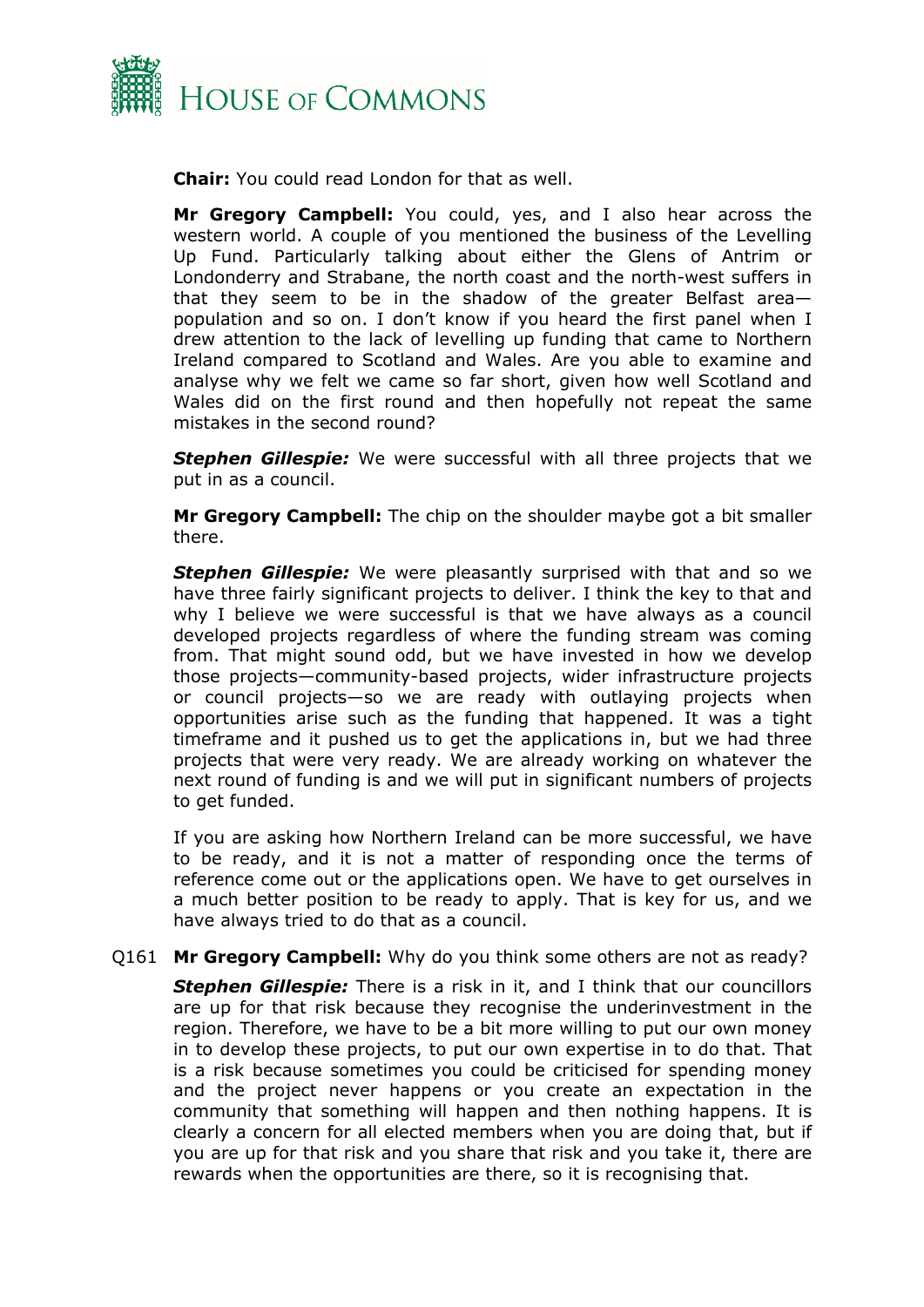**Chair:** You could read London for that as well.

**Mr Gregory Campbell:** You could, yes, and I also hear across the western world. A couple of you mentioned the business of the Levelling Up Fund. Particularly talking about either the Glens of Antrim or Londonderry and Strabane, the north coast and the north-west suffers in that they seem to be in the shadow of the greater Belfast area—population and so on. I don't know if you heard the first panel when I drew attention to the lack of levelling up funding that came to Northern Ireland compared to Scotland and Wales. Are you able to examine and analyse why we felt we came so far short, given how well Scotland and Wales did on the first round and then hopefully not repeat the same mistakes in the second round?

***Stephen Gillespie:*** We were successful with all three projects that we put in as a council.

**Mr Gregory Campbell:** The chip on the shoulder maybe got a bit smaller there.

***Stephen Gillespie:*** We were pleasantly surprised with that and so we have three fairly significant projects to deliver. I think the key to that and why I believe we were successful is that we have always as a council developed projects regardless of where the funding stream was coming from. That might sound odd, but we have invested in how we develop those projects—community-based projects, wider infrastructure projects or council projects—so we are ready with outlaying projects when opportunities arise such as the funding that happened. It was a tight timeframe and it pushed us to get the applications in, but we had three projects that were very ready. We are already working on whatever the next round of funding is and we will put in significant numbers of projects to get funded.

If you are asking how Northern Ireland can be more successful, we have to be ready, and it is not a matter of responding once the terms of reference come out or the applications open. We have to get ourselves in a much better position to be ready to apply. That is key for us, and we have always tried to do that as a council.

Q161 **Mr Gregory Campbell:** Why do you think some others are not as ready?

***Stephen Gillespie:*** There is a risk in it, and I think that our councillors are up for that risk because they recognise the underinvestment in the region. Therefore, we have to be a bit more willing to put our own money in to develop these projects, to put our own expertise in to do that. That is a risk because sometimes you could be criticised for spending money and the project never happens or you create an expectation in the community that something will happen and then nothing happens. It is clearly a concern for all elected members when you are doing that, but if you are up for that risk and you share that risk and you take it, there are rewards when the opportunities are there, so it is recognising that.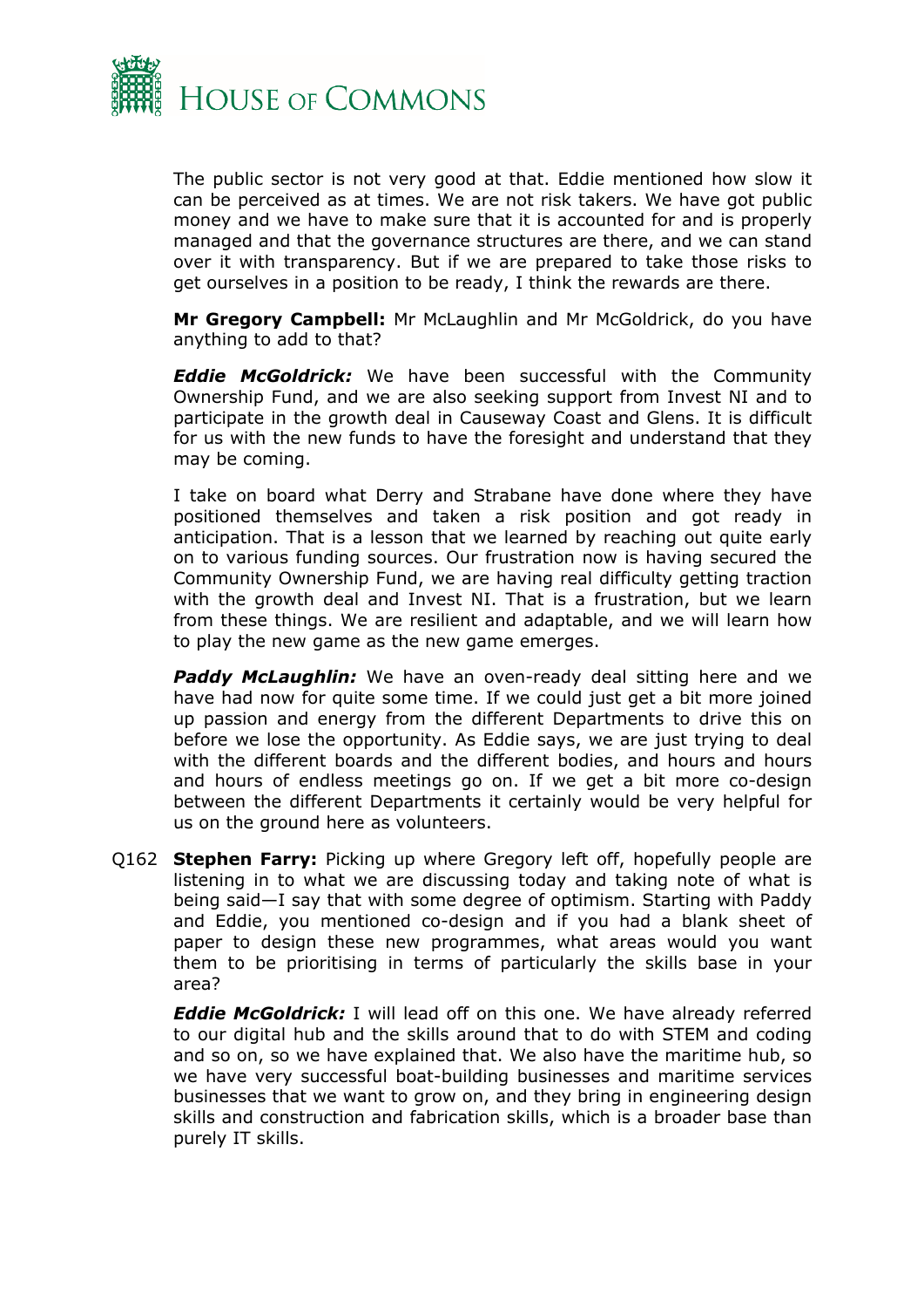The public sector is not very good at that. Eddie mentioned how slow it can be perceived as at times. We are not risk takers. We have got public money and we have to make sure that it is accounted for and is properly managed and that the governance structures are there, and we can stand over it with transparency. But if we are prepared to take those risks to get ourselves in a position to be ready, I think the rewards are there.

**Mr Gregory Campbell:** Mr McLaughlin and Mr McGoldrick, do you have anything to add to that?

***Eddie McGoldrick:*** We have been successful with the Community Ownership Fund, and we are also seeking support from Invest NI and to participate in the growth deal in Causeway Coast and Glens. It is difficult for us with the new funds to have the foresight and understand that they may be coming.

I take on board what Derry and Strabane have done where they have positioned themselves and taken a risk position and got ready in anticipation. That is a lesson that we learned by reaching out quite early on to various funding sources. Our frustration now is having secured the Community Ownership Fund, we are having real difficulty getting traction with the growth deal and Invest NI. That is a frustration, but we learn from these things. We are resilient and adaptable, and we will learn how to play the new game as the new game emerges.

***Paddy McLaughlin:*** We have an oven-ready deal sitting here and we have had now for quite some time. If we could just get a bit more joined up passion and energy from the different Departments to drive this on before we lose the opportunity. As Eddie says, we are just trying to deal with the different boards and the different bodies, and hours and hours and hours of endless meetings go on. If we get a bit more co-design between the different Departments it certainly would be very helpful for us on the ground here as volunteers.

Q162 **Stephen Farry:** Picking up where Gregory left off, hopefully people are listening in to what we are discussing today and taking note of what is being said—I say that with some degree of optimism. Starting with Paddy and Eddie, you mentioned co-design and if you had a blank sheet of paper to design these new programmes, what areas would you want them to be prioritising in terms of particularly the skills base in your area?

***Eddie McGoldrick:*** I will lead off on this one. We have already referred to our digital hub and the skills around that to do with STEM and coding and so on, so we have explained that. We also have the maritime hub, so we have very successful boat-building businesses and maritime services businesses that we want to grow on, and they bring in engineering design skills and construction and fabrication skills, which is a broader base than purely IT skills.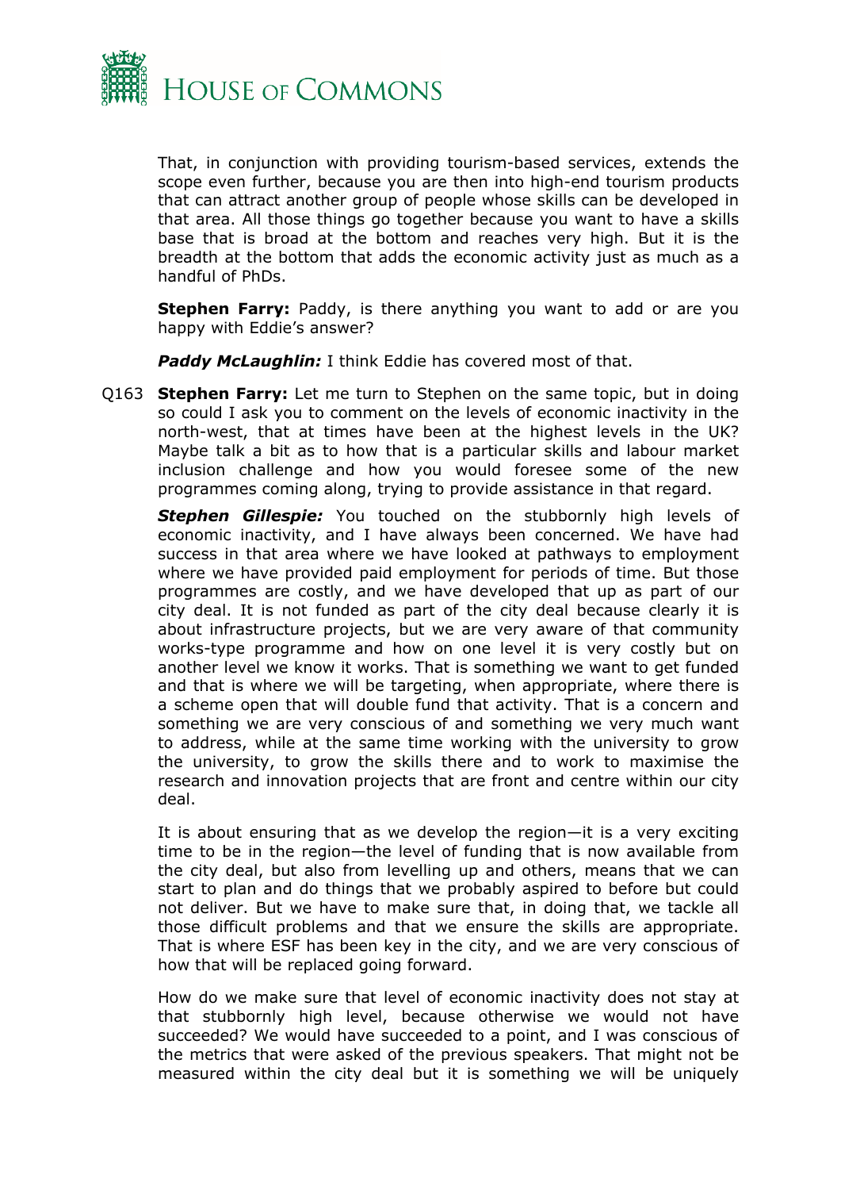That, in conjunction with providing tourism-based services, extends the scope even further, because you are then into high-end tourism products that can attract another group of people whose skills can be developed in that area. All those things go together because you want to have a skills base that is broad at the bottom and reaches very high. But it is the breadth at the bottom that adds the economic activity just as much as a handful of PhDs.

**Stephen Farry:** Paddy, is there anything you want to add or are you happy with Eddie's answer?

***Paddy McLaughlin:*** I think Eddie has covered most of that.

Q163 **Stephen Farry:** Let me turn to Stephen on the same topic, but in doing so could I ask you to comment on the levels of economic inactivity in the north-west, that at times have been at the highest levels in the UK? Maybe talk a bit as to how that is a particular skills and labour market inclusion challenge and how you would foresee some of the new programmes coming along, trying to provide assistance in that regard.

***Stephen Gillespie:*** You touched on the stubbornly high levels of economic inactivity, and I have always been concerned. We have had success in that area where we have looked at pathways to employment where we have provided paid employment for periods of time. But those programmes are costly, and we have developed that up as part of our city deal. It is not funded as part of the city deal because clearly it is about infrastructure projects, but we are very aware of that community works-type programme and how on one level it is very costly but on another level we know it works. That is something we want to get funded and that is where we will be targeting, when appropriate, where there is a scheme open that will double fund that activity. That is a concern and something we are very conscious of and something we very much want to address, while at the same time working with the university to grow the university, to grow the skills there and to work to maximise the research and innovation projects that are front and centre within our city deal.

It is about ensuring that as we develop the region—it is a very exciting time to be in the region—the level of funding that is now available from the city deal, but also from levelling up and others, means that we can start to plan and do things that we probably aspired to before but could not deliver. But we have to make sure that, in doing that, we tackle all those difficult problems and that we ensure the skills are appropriate. That is where ESF has been key in the city, and we are very conscious of how that will be replaced going forward.

How do we make sure that level of economic inactivity does not stay at that stubbornly high level, because otherwise we would not have succeeded? We would have succeeded to a point, and I was conscious of the metrics that were asked of the previous speakers. That might not be measured within the city deal but it is something we will be uniquely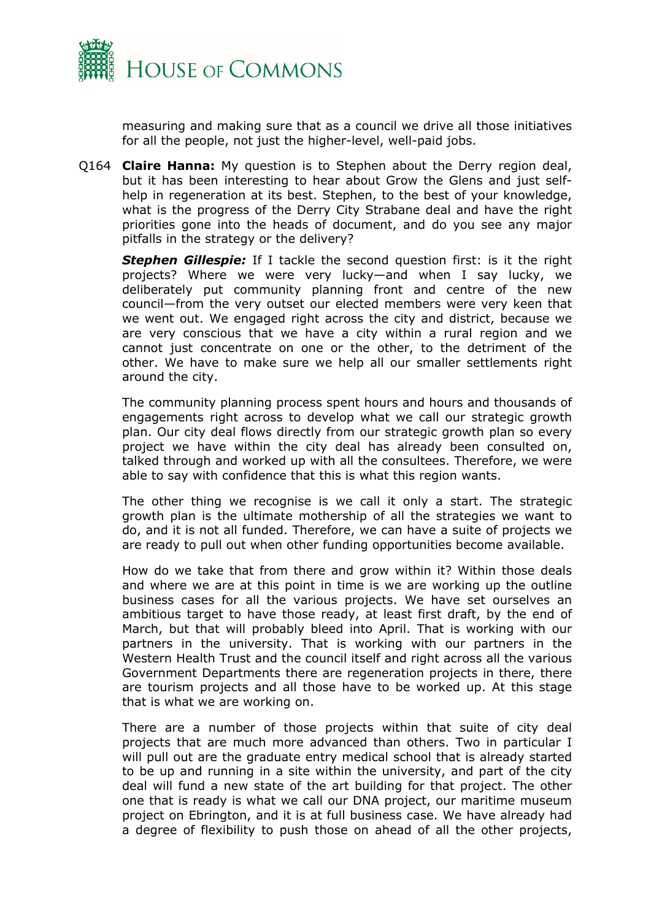measuring and making sure that as a council we drive all those initiatives for all the people, not just the higher-level, well-paid jobs.

Q164 **Claire Hanna:** My question is to Stephen about the Derry region deal, but it has been interesting to hear about Grow the Glens and just self-help in regeneration at its best. Stephen, to the best of your knowledge, what is the progress of the Derry City Strabane deal and have the right priorities gone into the heads of document, and do you see any major pitfalls in the strategy or the delivery?

***Stephen Gillespie:*** If I tackle the second question first: is it the right projects? Where we were very lucky—and when I say lucky, we deliberately put community planning front and centre of the new council—from the very outset our elected members were very keen that we went out. We engaged right across the city and district, because we are very conscious that we have a city within a rural region and we cannot just concentrate on one or the other, to the detriment of the other. We have to make sure we help all our smaller settlements right around the city.

The community planning process spent hours and hours and thousands of engagements right across to develop what we call our strategic growth plan. Our city deal flows directly from our strategic growth plan so every project we have within the city deal has already been consulted on, talked through and worked up with all the consultees. Therefore, we were able to say with confidence that this is what this region wants.

The other thing we recognise is we call it only a start. The strategic growth plan is the ultimate mothership of all the strategies we want to do, and it is not all funded. Therefore, we can have a suite of projects we are ready to pull out when other funding opportunities become available.

How do we take that from there and grow within it? Within those deals and where we are at this point in time is we are working up the outline business cases for all the various projects. We have set ourselves an ambitious target to have those ready, at least first draft, by the end of March, but that will probably bleed into April. That is working with our partners in the university. That is working with our partners in the Western Health Trust and the council itself and right across all the various Government Departments there are regeneration projects in there, there are tourism projects and all those have to be worked up. At this stage that is what we are working on.

There are a number of those projects within that suite of city deal projects that are much more advanced than others. Two in particular I will pull out are the graduate entry medical school that is already started to be up and running in a site within the university, and part of the city deal will fund a new state of the art building for that project. The other one that is ready is what we call our DNA project, our maritime museum project on Ebrington, and it is at full business case. We have already had a degree of flexibility to push those on ahead of all the other projects,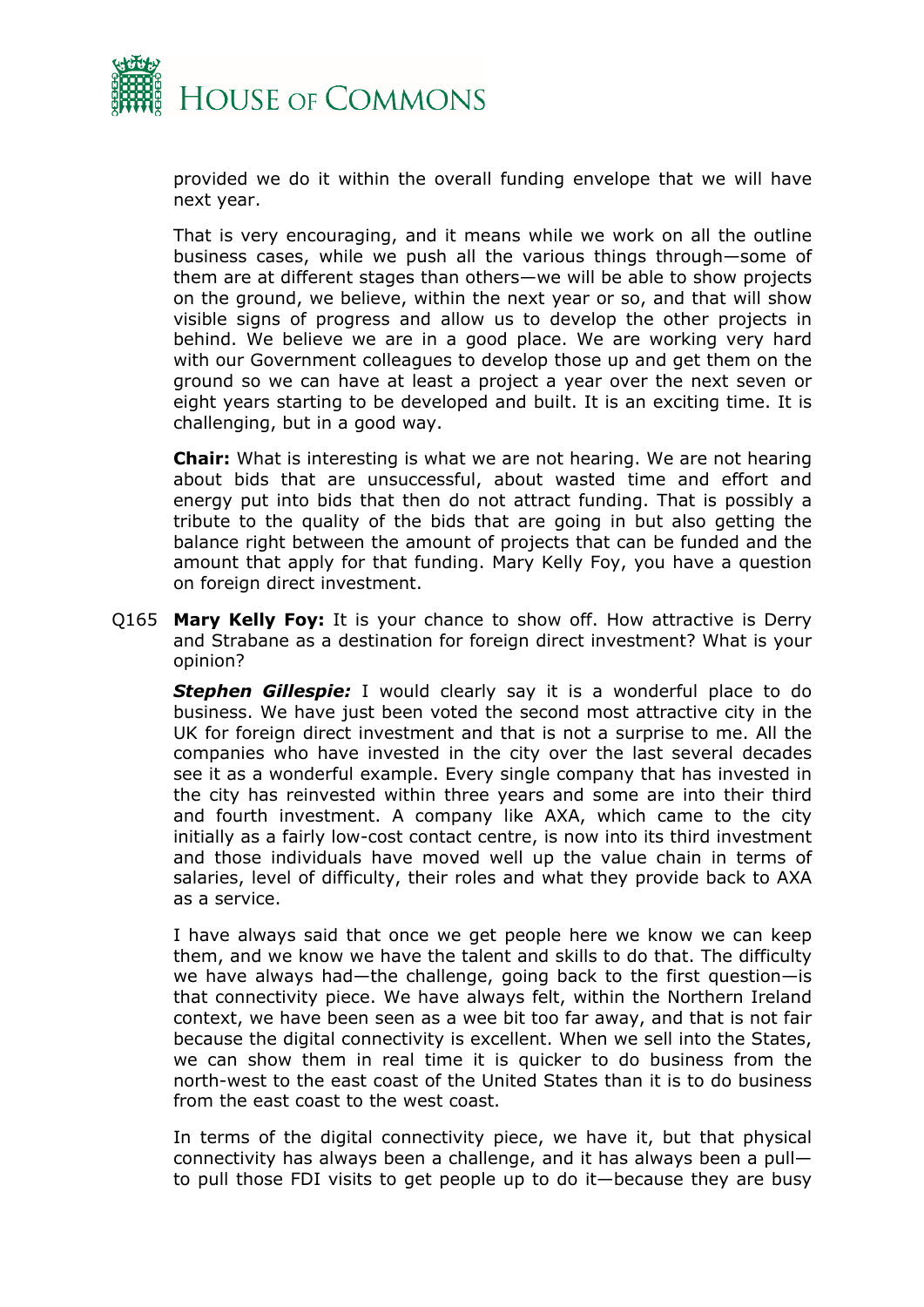provided we do it within the overall funding envelope that we will have next year.

That is very encouraging, and it means while we work on all the outline business cases, while we push all the various things through—some of them are at different stages than others—we will be able to show projects on the ground, we believe, within the next year or so, and that will show visible signs of progress and allow us to develop the other projects in behind. We believe we are in a good place. We are working very hard with our Government colleagues to develop those up and get them on the ground so we can have at least a project a year over the next seven or eight years starting to be developed and built. It is an exciting time. It is challenging, but in a good way.

**Chair:** What is interesting is what we are not hearing. We are not hearing about bids that are unsuccessful, about wasted time and effort and energy put into bids that then do not attract funding. That is possibly a tribute to the quality of the bids that are going in but also getting the balance right between the amount of projects that can be funded and the amount that apply for that funding. Mary Kelly Foy, you have a question on foreign direct investment.

Q165 **Mary Kelly Foy:** It is your chance to show off. How attractive is Derry and Strabane as a destination for foreign direct investment? What is your opinion?

***Stephen Gillespie:*** I would clearly say it is a wonderful place to do business. We have just been voted the second most attractive city in the UK for foreign direct investment and that is not a surprise to me. All the companies who have invested in the city over the last several decades see it as a wonderful example. Every single company that has invested in the city has reinvested within three years and some are into their third and fourth investment. A company like AXA, which came to the city initially as a fairly low-cost contact centre, is now into its third investment and those individuals have moved well up the value chain in terms of salaries, level of difficulty, their roles and what they provide back to AXA as a service.

I have always said that once we get people here we know we can keep them, and we know we have the talent and skills to do that. The difficulty we have always had—the challenge, going back to the first question—is that connectivity piece. We have always felt, within the Northern Ireland context, we have been seen as a wee bit too far away, and that is not fair because the digital connectivity is excellent. When we sell into the States, we can show them in real time it is quicker to do business from the north-west to the east coast of the United States than it is to do business from the east coast to the west coast.

In terms of the digital connectivity piece, we have it, but that physical connectivity has always been a challenge, and it has always been a pull—to pull those FDI visits to get people up to do it—because they are busy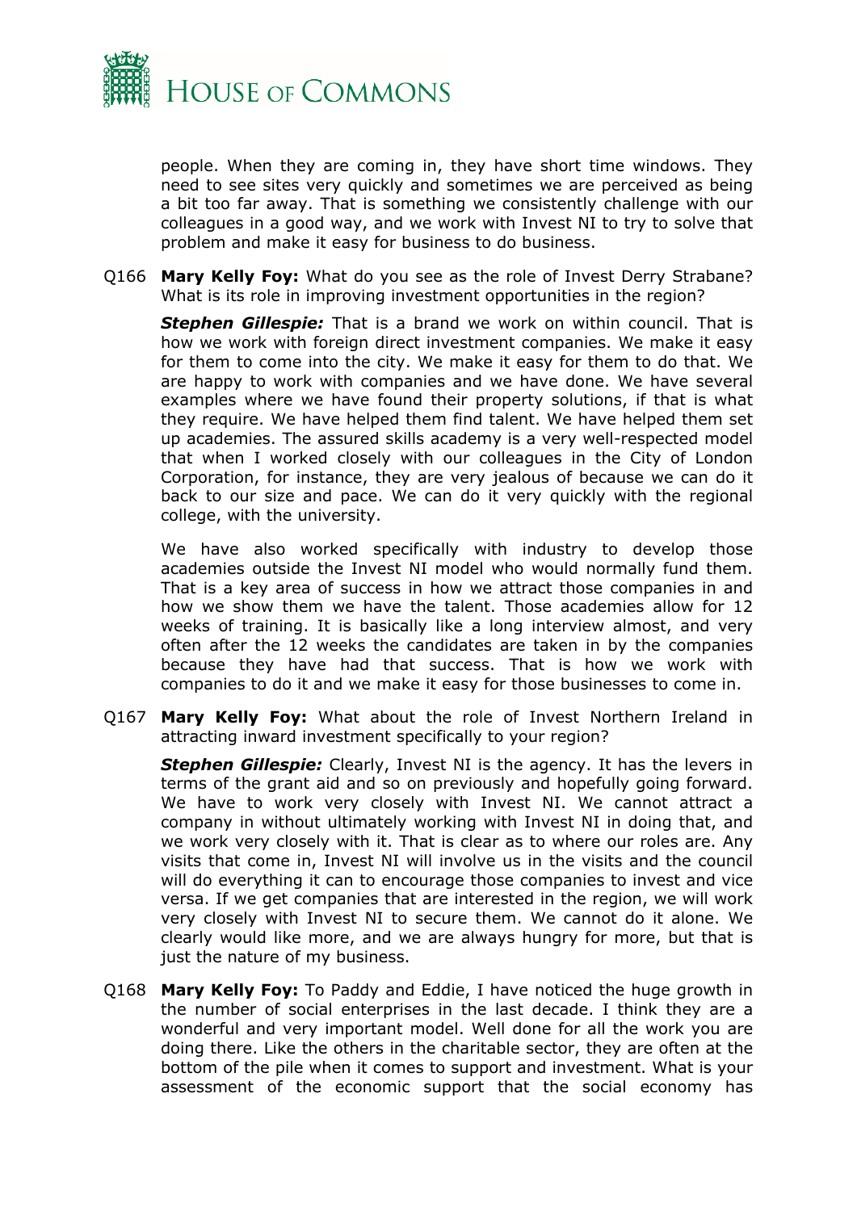people. When they are coming in, they have short time windows. They need to see sites very quickly and sometimes we are perceived as being a bit too far away. That is something we consistently challenge with our colleagues in a good way, and we work with Invest NI to try to solve that problem and make it easy for business to do business.

Q166 **Mary Kelly Foy:** What do you see as the role of Invest Derry Strabane? What is its role in improving investment opportunities in the region?

***Stephen Gillespie:*** That is a brand we work on within council. That is how we work with foreign direct investment companies. We make it easy for them to come into the city. We make it easy for them to do that. We are happy to work with companies and we have done. We have several examples where we have found their property solutions, if that is what they require. We have helped them find talent. We have helped them set up academies. The assured skills academy is a very well-respected model that when I worked closely with our colleagues in the City of London Corporation, for instance, they are very jealous of because we can do it back to our size and pace. We can do it very quickly with the regional college, with the university.

We have also worked specifically with industry to develop those academies outside the Invest NI model who would normally fund them. That is a key area of success in how we attract those companies in and how we show them we have the talent. Those academies allow for 12 weeks of training. It is basically like a long interview almost, and very often after the 12 weeks the candidates are taken in by the companies because they have had that success. That is how we work with companies to do it and we make it easy for those businesses to come in.

Q167 **Mary Kelly Foy:** What about the role of Invest Northern Ireland in attracting inward investment specifically to your region?

***Stephen Gillespie:*** Clearly, Invest NI is the agency. It has the levers in terms of the grant aid and so on previously and hopefully going forward. We have to work very closely with Invest NI. We cannot attract a company in without ultimately working with Invest NI in doing that, and we work very closely with it. That is clear as to where our roles are. Any visits that come in, Invest NI will involve us in the visits and the council will do everything it can to encourage those companies to invest and vice versa. If we get companies that are interested in the region, we will work very closely with Invest NI to secure them. We cannot do it alone. We clearly would like more, and we are always hungry for more, but that is just the nature of my business.

Q168 **Mary Kelly Foy:** To Paddy and Eddie, I have noticed the huge growth in the number of social enterprises in the last decade. I think they are a wonderful and very important model. Well done for all the work you are doing there. Like the others in the charitable sector, they are often at the bottom of the pile when it comes to support and investment. What is your assessment of the economic support that the social economy has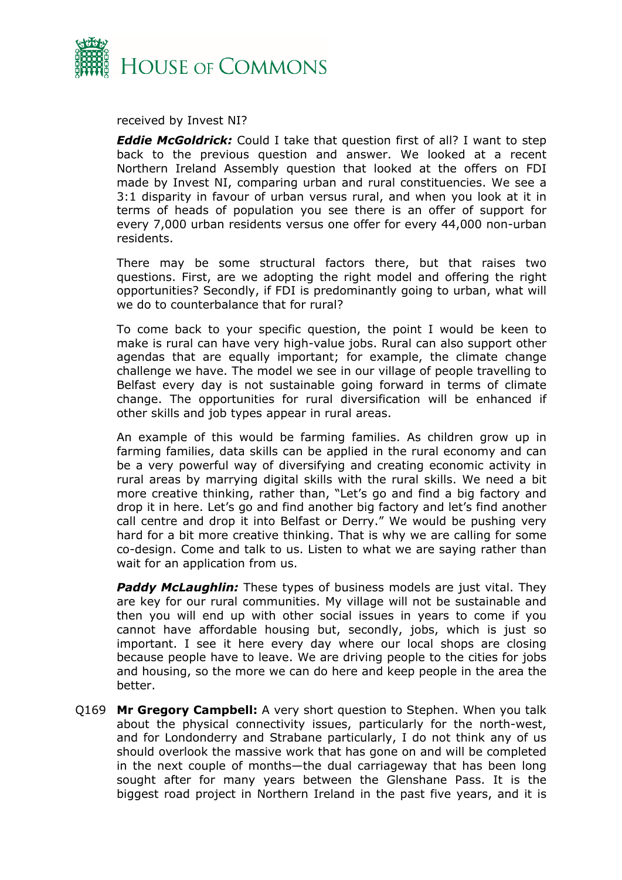received by Invest NI?

***Eddie McGoldrick:*** Could I take that question first of all? I want to step back to the previous question and answer. We looked at a recent Northern Ireland Assembly question that looked at the offers on FDI made by Invest NI, comparing urban and rural constituencies. We see a 3:1 disparity in favour of urban versus rural, and when you look at it in terms of heads of population you see there is an offer of support for every 7,000 urban residents versus one offer for every 44,000 non-urban residents.

There may be some structural factors there, but that raises two questions. First, are we adopting the right model and offering the right opportunities? Secondly, if FDI is predominantly going to urban, what will we do to counterbalance that for rural?

To come back to your specific question, the point I would be keen to make is rural can have very high-value jobs. Rural can also support other agendas that are equally important; for example, the climate change challenge we have. The model we see in our village of people travelling to Belfast every day is not sustainable going forward in terms of climate change. The opportunities for rural diversification will be enhanced if other skills and job types appear in rural areas.

An example of this would be farming families. As children grow up in farming families, data skills can be applied in the rural economy and can be a very powerful way of diversifying and creating economic activity in rural areas by marrying digital skills with the rural skills. We need a bit more creative thinking, rather than, "Let's go and find a big factory and drop it in here. Let's go and find another big factory and let's find another call centre and drop it into Belfast or Derry." We would be pushing very hard for a bit more creative thinking. That is why we are calling for some co-design. Come and talk to us. Listen to what we are saying rather than wait for an application from us.

***Paddy McLaughlin:*** These types of business models are just vital. They are key for our rural communities. My village will not be sustainable and then you will end up with other social issues in years to come if you cannot have affordable housing but, secondly, jobs, which is just so important. I see it here every day where our local shops are closing because people have to leave. We are driving people to the cities for jobs and housing, so the more we can do here and keep people in the area the better.

Q169 **Mr Gregory Campbell:** A very short question to Stephen. When you talk about the physical connectivity issues, particularly for the north-west, and for Londonderry and Strabane particularly, I do not think any of us should overlook the massive work that has gone on and will be completed in the next couple of months—the dual carriageway that has been long sought after for many years between the Glenshane Pass. It is the biggest road project in Northern Ireland in the past five years, and it is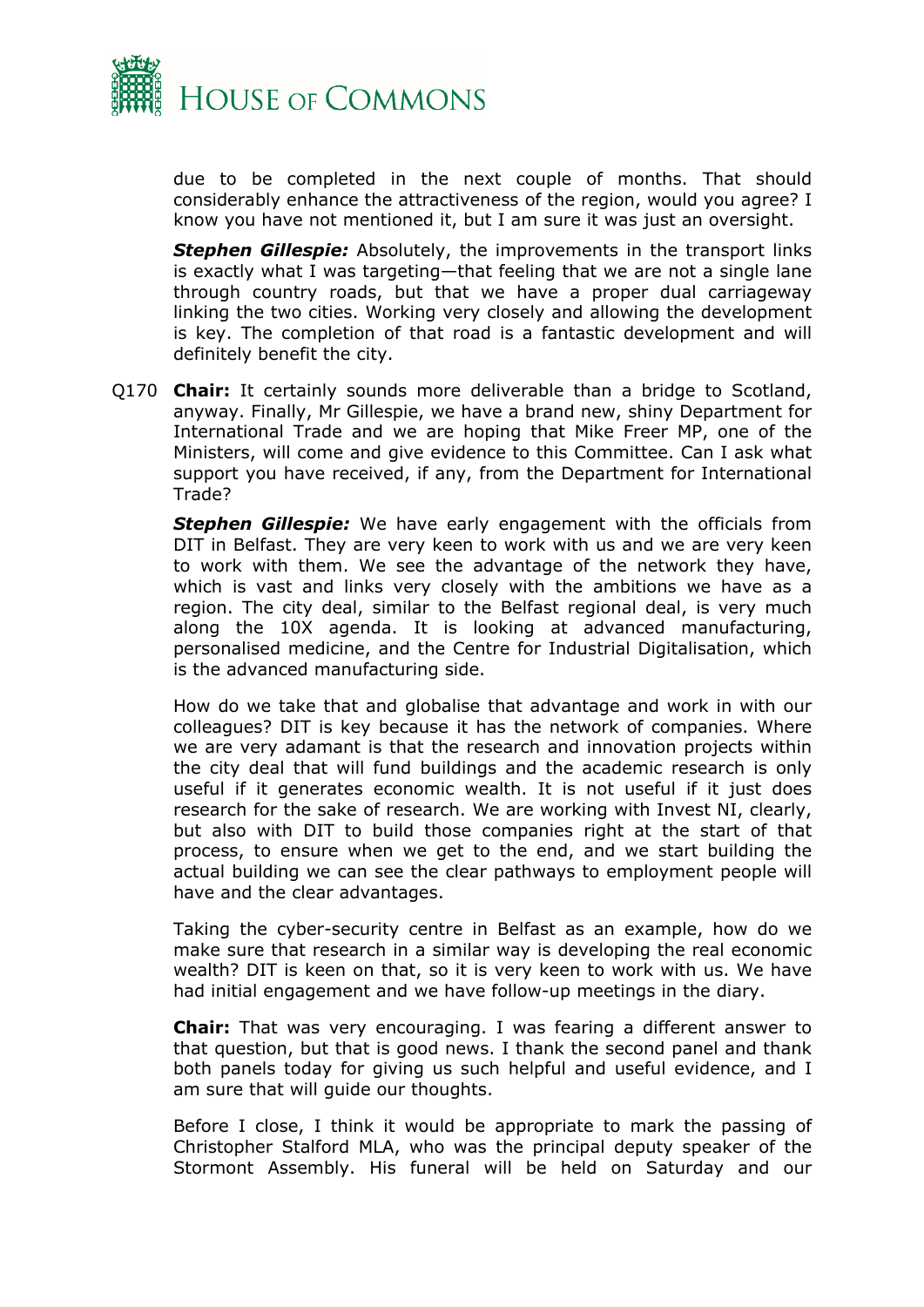due to be completed in the next couple of months. That should considerably enhance the attractiveness of the region, would you agree? I know you have not mentioned it, but I am sure it was just an oversight.

***Stephen Gillespie:*** Absolutely, the improvements in the transport links is exactly what I was targeting—that feeling that we are not a single lane through country roads, but that we have a proper dual carriageway linking the two cities. Working very closely and allowing the development is key. The completion of that road is a fantastic development and will definitely benefit the city.

Q170 **Chair:** It certainly sounds more deliverable than a bridge to Scotland, anyway. Finally, Mr Gillespie, we have a brand new, shiny Department for International Trade and we are hoping that Mike Freer MP, one of the Ministers, will come and give evidence to this Committee. Can I ask what support you have received, if any, from the Department for International Trade?

***Stephen Gillespie:*** We have early engagement with the officials from DIT in Belfast. They are very keen to work with us and we are very keen to work with them. We see the advantage of the network they have, which is vast and links very closely with the ambitions we have as a region. The city deal, similar to the Belfast regional deal, is very much along the 10X agenda. It is looking at advanced manufacturing, personalised medicine, and the Centre for Industrial Digitalisation, which is the advanced manufacturing side.

How do we take that and globalise that advantage and work in with our colleagues? DIT is key because it has the network of companies. Where we are very adamant is that the research and innovation projects within the city deal that will fund buildings and the academic research is only useful if it generates economic wealth. It is not useful if it just does research for the sake of research. We are working with Invest NI, clearly, but also with DIT to build those companies right at the start of that process, to ensure when we get to the end, and we start building the actual building we can see the clear pathways to employment people will have and the clear advantages.

Taking the cyber-security centre in Belfast as an example, how do we make sure that research in a similar way is developing the real economic wealth? DIT is keen on that, so it is very keen to work with us. We have had initial engagement and we have follow-up meetings in the diary.

**Chair:** That was very encouraging. I was fearing a different answer to that question, but that is good news. I thank the second panel and thank both panels today for giving us such helpful and useful evidence, and I am sure that will guide our thoughts.

Before I close, I think it would be appropriate to mark the passing of Christopher Stalford MLA, who was the principal deputy speaker of the Stormont Assembly. His funeral will be held on Saturday and our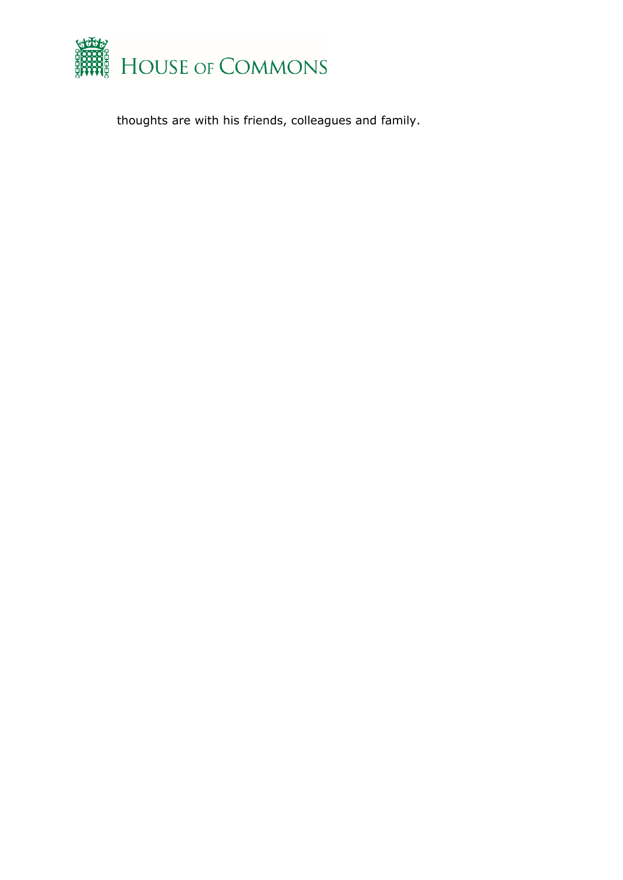thoughts are with his friends, colleagues and family.